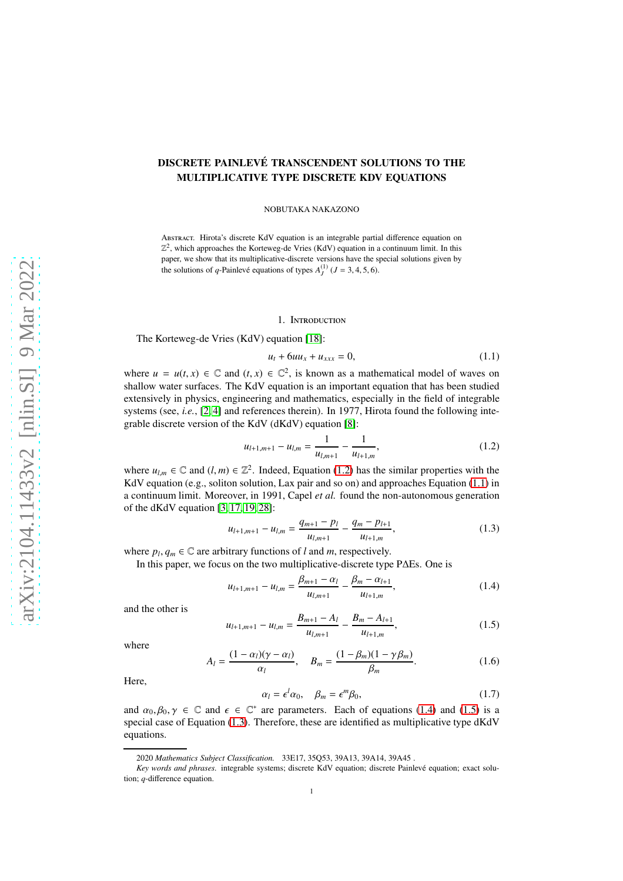# DISCRETE PAINLEVÉ TRANSCENDENT SOLUTIONS TO THE MULTIPLICATIVE TYPE DISCRETE KDV EQUATIONS

NOBUTAKA NAKAZONO

Abstract. Hirota's discrete KdV equation is an integrable partial difference equation on $\mathbb{Z}^2$, which approaches the Korteweg-de Vries (KdV) equation in a continuum limit. In this paper, we show that its multiplicative-discrete versions have the special solutions given by the solutions of $q$-Painlevé equations of types $A_J^{(1)}$ ($J = 3, 4, 5, 6$).

## 1. Introduction

The Korteweg-de Vries (KdV) equation [18]:

$$u_t + 6uu_x + u_{xxx} = 0, \tag{1.1}$$

where $u = u(t, x) \in \mathbb{C}$ and $(t, x) \in \mathbb{C}^2$, is known as a mathematical model of waves on shallow water surfaces. The KdV equation is an important equation that has been studied extensively in physics, engineering and mathematics, especially in the field of integrable systems (see, *i.e.*, [2, 4] and references therein). In 1977, Hirota found the following integrable discrete version of the KdV (dKdV) equation [8]:

$$u_{l+1,m+1} - u_{l,m} = \frac{1}{u_{l,m+1}} - \frac{1}{u_{l+1,m}}, \tag{1.2}$$

where $u_{l,m} \in \mathbb{C}$ and $(l, m) \in \mathbb{Z}^2$. Indeed, Equation (1.2) has the similar properties with the KdV equation (e.g., soliton solution, Lax pair and so on) and approaches Equation (1.1) in a continuum limit. Moreover, in 1991, Capel *et al.* found the non-autonomous generation of the dKdV equation [3, 17, 19, 28]:

$$u_{l+1,m+1} - u_{l,m} = \frac{q_{m+1} - p_l}{u_{l,m+1}} - \frac{q_m - p_{l+1}}{u_{l+1,m}}, \tag{1.3}$$

where $p_l, q_m \in \mathbb{C}$ are arbitrary functions of $l$ and $m$, respectively.

In this paper, we focus on the two multiplicative-discrete type PΔEs. One is

$$u_{l+1,m+1} - u_{l,m} = \frac{\beta_{m+1} - \alpha_l}{u_{l,m+1}} - \frac{\beta_m - \alpha_{l+1}}{u_{l+1,m}}, \tag{1.4}$$

and the other is

$$u_{l+1,m+1} - u_{l,m} = \frac{B_{m+1} - A_l}{u_{l,m+1}} - \frac{B_m - A_{l+1}}{u_{l+1,m}}, \tag{1.5}$$

where

$$A_l = \frac{(1 - \alpha_l)(\gamma - \alpha_l)}{\alpha_l}, \quad B_m = \frac{(1 - \beta_m)(1 - \gamma\beta_m)}{\beta_m}. \tag{1.6}$$

Here,

$$\alpha_l = \epsilon^l \alpha_0, \quad \beta_m = \epsilon^m \beta_0, \tag{1.7}$$

and $\alpha_0, \beta_0, \gamma \in \mathbb{C}$ and $\epsilon \in \mathbb{C}^*$ are parameters. Each of equations (1.4) and (1.5) is a special case of Equation (1.3). Therefore, these are identified as multiplicative type dKdV equations.

---

2020 *Mathematics Subject Classification.* 33E17, 35Q53, 39A13, 39A14, 39A45 .

*Key words and phrases.* integrable systems; discrete KdV equation; discrete Painlevé equation; exact solution; $q$-difference equation.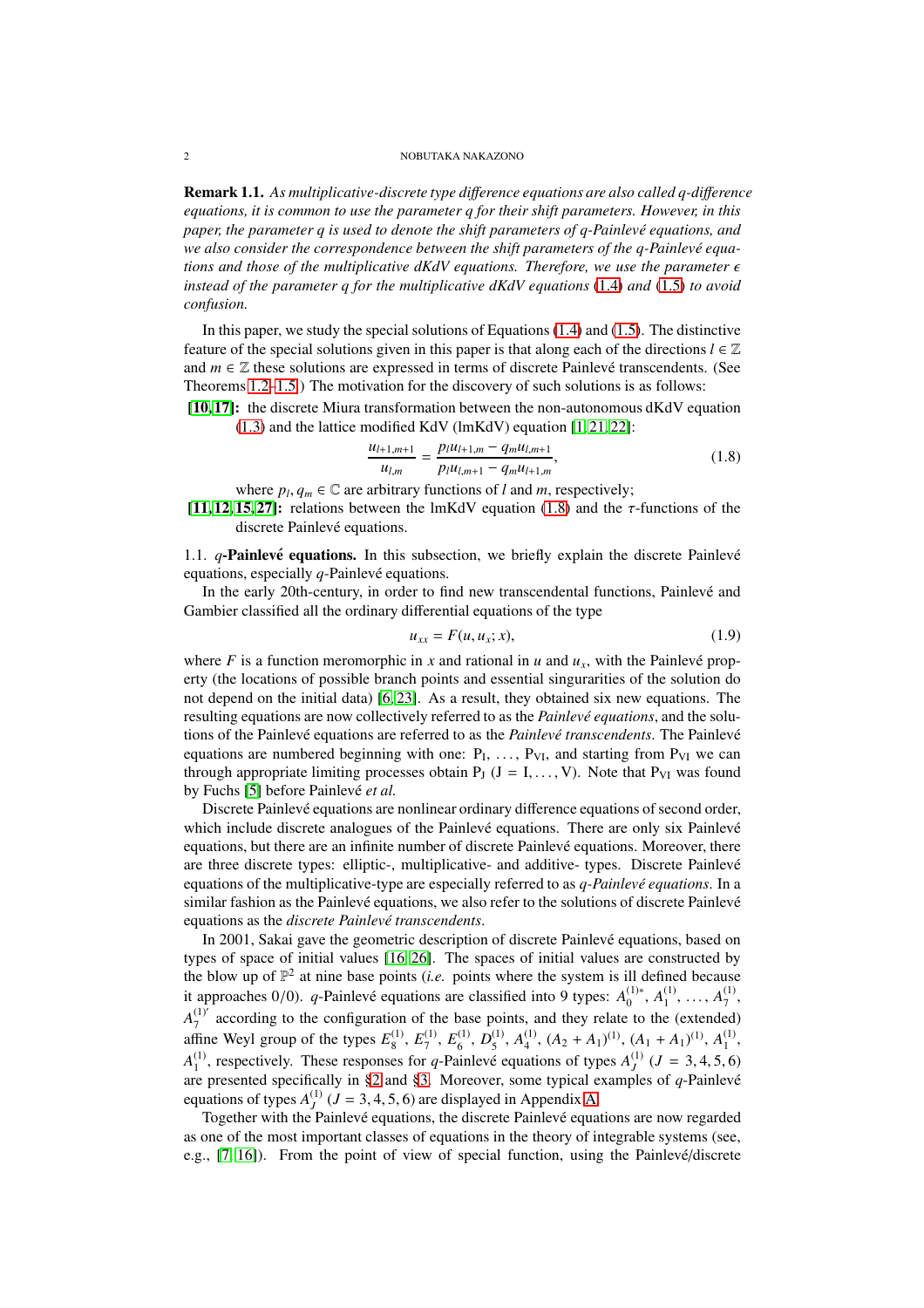**Remark 1.1.** *As multiplicative-discrete type difference equations are also called q-difference equations, it is common to use the parameter q for their shift parameters. However, in this paper, the parameter q is used to denote the shift parameters of q-Painlevé equations, and we also consider the correspondence between the shift parameters of the q-Painlevé equations and those of the multiplicative dKdV equations. Therefore, we use the parameter $\epsilon$ instead of the parameter q for the multiplicative dKdV equations* (1.4) *and* (1.5) *to avoid confusion.*

In this paper, we study the special solutions of Equations (1.4) and (1.5). The distinctive feature of the special solutions given in this paper is that along each of the directions $l \in \mathbb{Z}$ and $m \in \mathbb{Z}$ these solutions are expressed in terms of discrete Painlevé transcendents. (See Theorems 1.2–1.5.) The motivation for the discovery of such solutions is as follows:

- **[10,17]:** the discrete Miura transformation between the non-autonomous dKdV equation (1.3) and the lattice modified KdV (lmKdV) equation [1,21,22]:

$$\frac{u_{l+1,m+1}}{u_{l,m}} = \frac{p_l u_{l+1,m} - q_m u_{l,m+1}}{p_l u_{l,m+1} - q_m u_{l+1,m}}, \tag{1.8}$$

  where $p_l, q_m \in \mathbb{C}$ are arbitrary functions of $l$ and $m$, respectively;
- **[11,12,15,27]:** relations between the lmKdV equation (1.8) and the $\tau$-functions of the discrete Painlevé equations.

### 1.1. *q*-Painlevé equations.

In this subsection, we briefly explain the discrete Painlevé equations, especially $q$-Painlevé equations.

In the early 20th-century, in order to find new transcendental functions, Painlevé and Gambier classified all the ordinary differential equations of the type

$$u_{xx} = F(u, u_x; x), \tag{1.9}$$

where $F$ is a function meromorphic in $x$ and rational in $u$ and $u_x$, with the Painlevé property (the locations of possible branch points and essential singularities of the solution do not depend on the initial data) [6,23]. As a result, they obtained six new equations. The resulting equations are now collectively referred to as the *Painlevé equations*, and the solutions of the Painlevé equations are referred to as the *Painlevé transcendents*. The Painlevé equations are numbered beginning with one: $\text{P}_{\text{I}}, \ldots, \text{P}_{\text{VI}}$, and starting from $\text{P}_{\text{VI}}$ we can through appropriate limiting processes obtain $\text{P}_{\text{J}}$ (J = I, ..., V). Note that $\text{P}_{\text{VI}}$ was found by Fuchs [5] before Painlevé *et al.*

Discrete Painlevé equations are nonlinear ordinary difference equations of second order, which include discrete analogues of the Painlevé equations. There are only six Painlevé equations, but there are an infinite number of discrete Painlevé equations. Moreover, there are three discrete types: elliptic-, multiplicative- and additive- types. Discrete Painlevé equations of the multiplicative-type are especially referred to as *q-Painlevé equations*. In a similar fashion as the Painlevé equations, we also refer to the solutions of discrete Painlevé equations as the *discrete Painlevé transcendents*.

In 2001, Sakai gave the geometric description of discrete Painlevé equations, based on types of space of initial values [16,26]. The spaces of initial values are constructed by the blow up of $\mathbb{P}^2$ at nine base points (*i.e.* points where the system is ill defined because it approaches 0/0). $q$-Painlevé equations are classified into 9 types: $A_0^{(1)*}$, $A_1^{(1)}, \ldots, A_7^{(1)}$, $A_7^{(1)'}$ according to the configuration of the base points, and they relate to the (extended) affine Weyl group of the types $E_8^{(1)}$, $E_7^{(1)}$, $E_6^{(1)}$, $D_5^{(1)}$, $A_4^{(1)}$, $(A_2 + A_1)^{(1)}$, $(A_1 + A_1)^{(1)}$, $A_1^{(1)}$, $A_1^{(1)}$, respectively. These responses for $q$-Painlevé equations of types $A_J^{(1)}$ $(J = 3, 4, 5, 6)$ are presented specifically in §2 and §3. Moreover, some typical examples of $q$-Painlevé equations of types $A_J^{(1)}$ $(J = 3, 4, 5, 6)$ are displayed in Appendix A.

Together with the Painlevé equations, the discrete Painlevé equations are now regarded as one of the most important classes of equations in the theory of integrable systems (see, e.g., [7,16]). From the point of view of special function, using the Painlevé/discrete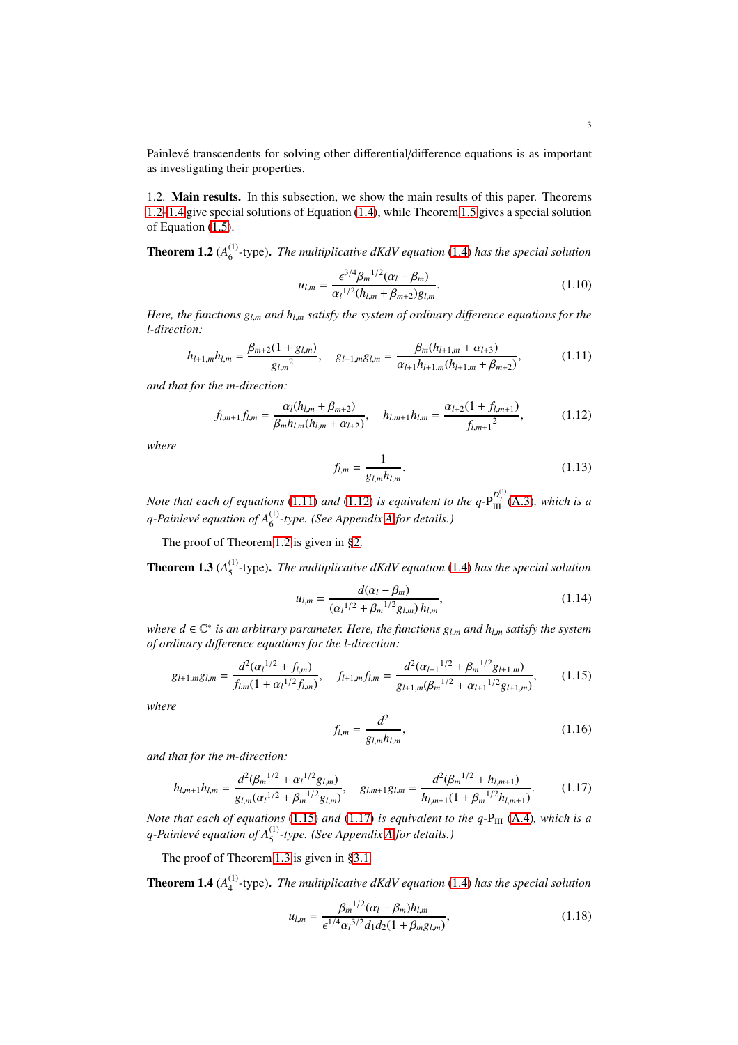Painlevé transcendents for solving other differential/difference equations is as important as investigating their properties.

1.2. **Main results.** In this subsection, we show the main results of this paper. Theorems 1.2–1.4 give special solutions of Equation (1.4), while Theorem 1.5 gives a special solution of Equation (1.5).

**Theorem 1.2** ($A_6^{(1)}$-type)**.** *The multiplicative dKdV equation* (1.4) *has the special solution*

$$u_{l,m} = \frac{\epsilon^{3/4}{\beta_m}^{1/2}(\alpha_l - \beta_m)}{{\alpha_l}^{1/2}(h_{l,m} + \beta_{m+2})g_{l,m}}. \tag{1.10}$$

*Here, the functions $g_{l,m}$ and $h_{l,m}$ satisfy the system of ordinary difference equations for the l-direction:*

$$h_{l+1,m}h_{l,m} = \frac{\beta_{m+2}(1 + g_{l,m})}{{g_{l,m}}^2}, \quad g_{l+1,m}g_{l,m} = \frac{\beta_m(h_{l+1,m} + \alpha_{l+3})}{\alpha_{l+1}h_{l+1,m}(h_{l+1,m} + \beta_{m+2})}, \tag{1.11}$$

*and that for the m-direction:*

$$f_{l,m+1}f_{l,m} = \frac{\alpha_l(h_{l,m} + \beta_{m+2})}{\beta_m h_{l,m}(h_{l,m} + \alpha_{l+2})}, \quad h_{l,m+1}h_{l,m} = \frac{\alpha_{l+2}(1 + f_{l,m+1})}{{f_{l,m+1}}^2}, \tag{1.12}$$

*where*

$$f_{l,m} = \frac{1}{g_{l,m}h_{l,m}}. \tag{1.13}$$

*Note that each of equations* (1.11) *and* (1.12) *is equivalent to the $q$-$\mathrm{P}_{\mathrm{III}}^{D_7^{(1)}}$* (A.3)*, which is a $q$-Painlevé equation of $A_6^{(1)}$-type. (See Appendix A for details.)*

The proof of Theorem 1.2 is given in §2.

**Theorem 1.3** ($A_5^{(1)}$-type)**.** *The multiplicative dKdV equation* (1.4) *has the special solution*

$$u_{l,m} = \frac{d(\alpha_l - \beta_m)}{({\alpha_l}^{1/2} + {\beta_m}^{1/2}g_{l,m})\,h_{l,m}}, \tag{1.14}$$

*where $d \in \mathbb{C}^*$ is an arbitrary parameter. Here, the functions $g_{l,m}$ and $h_{l,m}$ satisfy the system of ordinary difference equations for the l-direction:*

$$g_{l+1,m}g_{l,m} = \frac{d^2({\alpha_l}^{1/2} + f_{l,m})}{f_{l,m}(1 + {\alpha_l}^{1/2}f_{l,m})}, \quad f_{l+1,m}f_{l,m} = \frac{d^2({\alpha_{l+1}}^{1/2} + {\beta_m}^{1/2}g_{l+1,m})}{g_{l+1,m}({\beta_m}^{1/2} + {\alpha_{l+1}}^{1/2}g_{l+1,m})}, \tag{1.15}$$

*where*

$$f_{l,m} = \frac{d^2}{g_{l,m}h_{l,m}}, \tag{1.16}$$

*and that for the m-direction:*

$$h_{l,m+1}h_{l,m} = \frac{d^2({\beta_m}^{1/2} + {\alpha_l}^{1/2}g_{l,m})}{g_{l,m}({\alpha_l}^{1/2} + {\beta_m}^{1/2}g_{l,m})}, \quad g_{l,m+1}g_{l,m} = \frac{d^2({\beta_m}^{1/2} + h_{l,m+1})}{h_{l,m+1}(1 + {\beta_m}^{1/2}h_{l,m+1})}. \tag{1.17}$$

*Note that each of equations* (1.15) *and* (1.17) *is equivalent to the $q$-$\mathrm{P}_{\mathrm{III}}$* (A.4)*, which is a $q$-Painlevé equation of $A_5^{(1)}$-type. (See Appendix A for details.)*

The proof of Theorem 1.3 is given in §3.1.

**Theorem 1.4** ($A_4^{(1)}$-type)**.** *The multiplicative dKdV equation* (1.4) *has the special solution*

$$u_{l,m} = \frac{{\beta_m}^{1/2}(\alpha_l - \beta_m)h_{l,m}}{\epsilon^{1/4}{\alpha_l}^{3/2}d_1d_2(1 + \beta_m g_{l,m})}, \tag{1.18}$$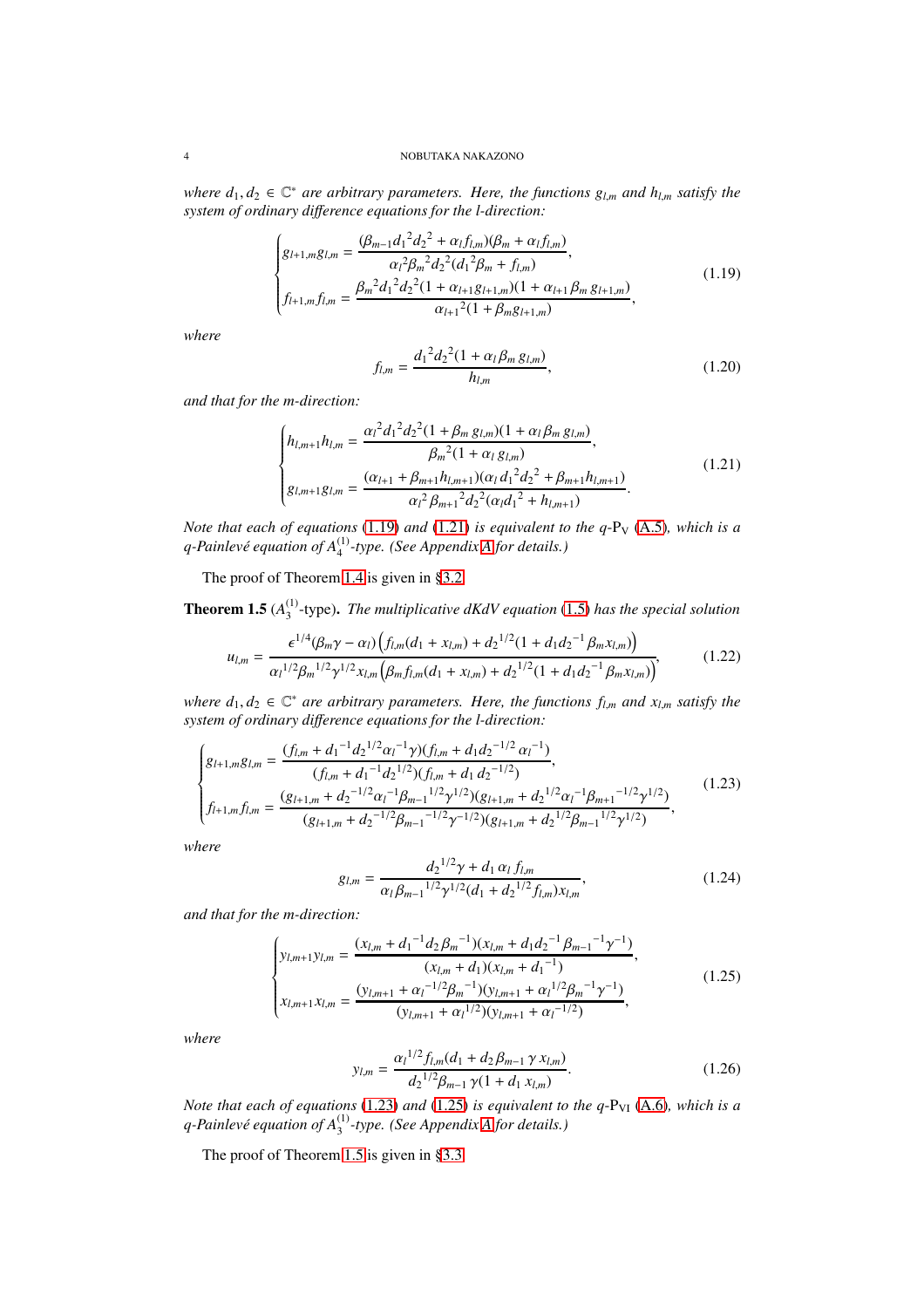*where $d_1, d_2 \in \mathbb{C}^*$ are arbitrary parameters. Here, the functions $g_{l,m}$ and $h_{l,m}$ satisfy the system of ordinary difference equations for the l-direction:*

$$
\begin{cases}
g_{l+1,m}g_{l,m} = \dfrac{(\beta_{m-1}{d_1}^2{d_2}^2 + \alpha_l f_{l,m})(\beta_m + \alpha_l f_{l,m})}{{\alpha_l}^2{\beta_m}^2{d_2}^2({d_1}^2\beta_m + f_{l,m})},\\[2ex]
f_{l+1,m}f_{l,m} = \dfrac{{\beta_m}^2{d_1}^2{d_2}^2(1 + \alpha_{l+1}g_{l+1,m})(1 + \alpha_{l+1}\beta_m\, g_{l+1,m})}{{\alpha_{l+1}}^2(1 + \beta_m g_{l+1,m})},
\end{cases}
\tag{1.19}
$$

*where*

$$
f_{l,m} = \frac{{d_1}^2{d_2}^2(1 + \alpha_l\beta_m\, g_{l,m})}{h_{l,m}},
\tag{1.20}
$$

*and that for the m-direction:*

$$
\begin{cases}
h_{l,m+1}h_{l,m} = \dfrac{{\alpha_l}^2{d_1}^2{d_2}^2(1 + \beta_m\, g_{l,m})(1 + \alpha_l\beta_m\, g_{l,m})}{{\beta_m}^2(1 + \alpha_l\, g_{l,m})},\\[2ex]
g_{l,m+1}g_{l,m} = \dfrac{(\alpha_{l+1} + \beta_{m+1}h_{l,m+1})(\alpha_l\, {d_1}^2{d_2}^2 + \beta_{m+1}h_{l,m+1})}{{\alpha_l}^2\,{\beta_{m+1}}^2{d_2}^2(\alpha_l{d_1}^2 + h_{l,m+1})}.
\end{cases}
\tag{1.21}
$$

*Note that each of equations (1.19) and (1.21) is equivalent to the q-$\mathrm{P_V}$ (A.5), which is a q-Painlevé equation of $A_4^{(1)}$-type. (See Appendix A for details.)*

The proof of Theorem 1.4 is given in §3.2.

**Theorem 1.5** ($A_3^{(1)}$-type)**.** *The multiplicative dKdV equation (1.5) has the special solution*

$$
u_{l,m} = \frac{\epsilon^{1/4}(\beta_m\gamma - \alpha_l)\left(f_{l,m}(d_1 + x_{l,m}) + {d_2}^{1/2}(1 + d_1{d_2}^{-1}\beta_m x_{l,m})\right)}{{\alpha_l}^{1/2}{\beta_m}^{1/2}\gamma^{1/2}x_{l,m}\left(\beta_m f_{l,m}(d_1 + x_{l,m}) + {d_2}^{1/2}(1 + d_1{d_2}^{-1}\beta_m x_{l,m})\right)},
\tag{1.22}
$$

*where $d_1, d_2 \in \mathbb{C}^*$ are arbitrary parameters. Here, the functions $f_{l,m}$ and $x_{l,m}$ satisfy the system of ordinary difference equations for the l-direction:*

$$
\begin{cases}
g_{l+1,m}g_{l,m} = \dfrac{(f_{l,m} + {d_1}^{-1}{d_2}^{1/2}{\alpha_l}^{-1}\gamma)(f_{l,m} + d_1{d_2}^{-1/2}\,{\alpha_l}^{-1})}{(f_{l,m} + {d_1}^{-1}{d_2}^{1/2})(f_{l,m} + d_1\,{d_2}^{-1/2})},\\[2ex]
f_{l+1,m}f_{l,m} = \dfrac{(g_{l+1,m} + {d_2}^{-1/2}{\alpha_l}^{-1}{\beta_{m-1}}^{1/2}\gamma^{1/2})(g_{l+1,m} + {d_2}^{1/2}{\alpha_l}^{-1}{\beta_{m+1}}^{-1/2}\gamma^{1/2})}{(g_{l+1,m} + {d_2}^{-1/2}{\beta_{m-1}}^{-1/2}\gamma^{-1/2})(g_{l+1,m} + {d_2}^{1/2}{\beta_{m-1}}^{1/2}\gamma^{1/2})},
\end{cases}
\tag{1.23}
$$

*where*

$$
g_{l,m} = \frac{{d_2}^{1/2}\gamma + d_1\,\alpha_l\, f_{l,m}}{\alpha_l\,{\beta_{m-1}}^{1/2}\gamma^{1/2}(d_1 + {d_2}^{1/2}f_{l,m})x_{l,m}},
\tag{1.24}
$$

*and that for the m-direction:*

$$
\begin{cases}
y_{l,m+1}y_{l,m} = \dfrac{(x_{l,m} + {d_1}^{-1}d_2\,{\beta_m}^{-1})(x_{l,m} + d_1{d_2}^{-1}\,{\beta_{m-1}}^{-1}\gamma^{-1})}{(x_{l,m} + d_1)(x_{l,m} + {d_1}^{-1})},\\[2ex]
x_{l,m+1}x_{l,m} = \dfrac{(y_{l,m+1} + {\alpha_l}^{-1/2}{\beta_m}^{-1})(y_{l,m+1} + {\alpha_l}^{1/2}{\beta_m}^{-1}\gamma^{-1})}{(y_{l,m+1} + {\alpha_l}^{1/2})(y_{l,m+1} + {\alpha_l}^{-1/2})},
\end{cases}
\tag{1.25}
$$

*where*

$$
y_{l,m} = \frac{{\alpha_l}^{1/2}f_{l,m}(d_1 + d_2\,\beta_{m-1}\,\gamma\, x_{l,m})}{{d_2}^{1/2}\beta_{m-1}\,\gamma(1 + d_1\, x_{l,m})}.
\tag{1.26}
$$

*Note that each of equations (1.23) and (1.25) is equivalent to the q-$\mathrm{P_{VI}}$ (A.6), which is a q-Painlevé equation of $A_3^{(1)}$-type. (See Appendix A for details.)*

The proof of Theorem 1.5 is given in §3.3.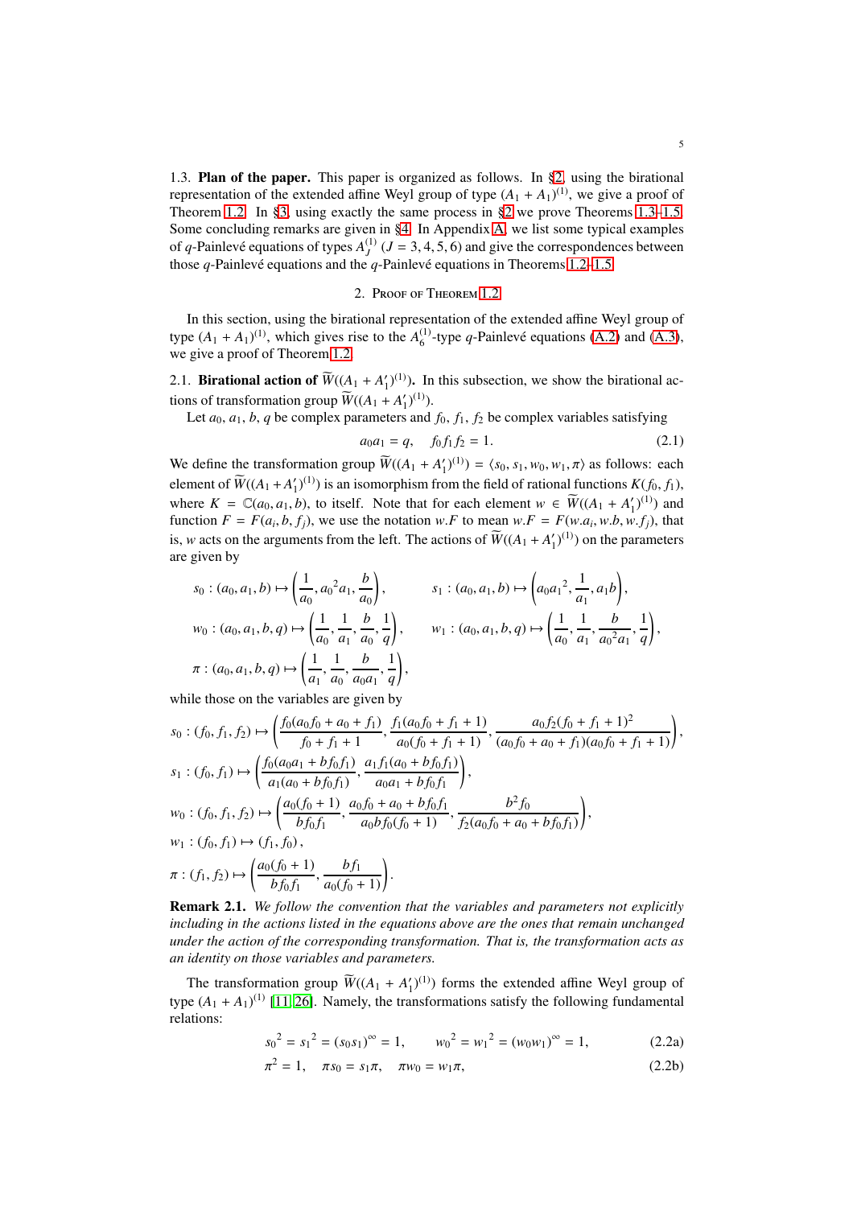1.3. **Plan of the paper.** This paper is organized as follows. In §2, using the birational representation of the extended affine Weyl group of type $(A_1+A_1)^{(1)}$, we give a proof of Theorem 1.2. In §3, using exactly the same process in §2 we prove Theorems 1.3–1.5. Some concluding remarks are given in §4. In Appendix A, we list some typical examples of $q$-Painlevé equations of types $A_J^{(1)}$ $(J=3,4,5,6)$ and give the correspondences between those $q$-Painlevé equations and the $q$-Painlevé equations in Theorems 1.2–1.5.

## 2. Proof of Theorem 1.2

In this section, using the birational representation of the extended affine Weyl group of type $(A_1+A_1)^{(1)}$, which gives rise to the $A_6^{(1)}$-type $q$-Painlevé equations (A.2) and (A.3), we give a proof of Theorem 1.2.

2.1. **Birational action of $\widetilde{W}((A_1+A_1')^{(1)})$.** In this subsection, we show the birational actions of transformation group $\widetilde{W}((A_1+A_1')^{(1)})$.

Let $a_0$, $a_1$, $b$, $q$ be complex parameters and $f_0$, $f_1$, $f_2$ be complex variables satisfying

$$a_0a_1=q,\quad f_0f_1f_2=1. \tag{2.1}$$

We define the transformation group $\widetilde{W}((A_1+A_1')^{(1)})=\langle s_0,s_1,w_0,w_1,\pi\rangle$ as follows: each element of $\widetilde{W}((A_1+A_1')^{(1)})$ is an isomorphism from the field of rational functions $K(f_0,f_1)$, where $K=\mathbb{C}(a_0,a_1,b)$, to itself. Note that for each element $w\in\widetilde{W}((A_1+A_1')^{(1)})$ and function $F=F(a_i,b,f_j)$, we use the notation $w.F$ to mean $w.F=F(w.a_i,w.b,w.f_j)$, that is, $w$ acts on the arguments from the left. The actions of $\widetilde{W}((A_1+A_1')^{(1)})$ on the parameters are given by

$$s_0:(a_0,a_1,b)\mapsto\left(\frac{1}{a_0},{a_0}^2a_1,\frac{b}{a_0}\right),\qquad s_1:(a_0,a_1,b)\mapsto\left(a_0{a_1}^2,\frac{1}{a_1},a_1b\right),$$

$$w_0:(a_0,a_1,b,q)\mapsto\left(\frac{1}{a_0},\frac{1}{a_1},\frac{b}{a_0},\frac{1}{q}\right),\qquad w_1:(a_0,a_1,b,q)\mapsto\left(\frac{1}{a_0},\frac{1}{a_1},\frac{b}{{a_0}^2a_1},\frac{1}{q}\right),$$

$$\pi:(a_0,a_1,b,q)\mapsto\left(\frac{1}{a_1},\frac{1}{a_0},\frac{b}{a_0a_1},\frac{1}{q}\right),$$

while those on the variables are given by

$$s_0:(f_0,f_1,f_2)\mapsto\left(\frac{f_0(a_0f_0+a_0+f_1)}{f_0+f_1+1},\frac{f_1(a_0f_0+f_1+1)}{a_0(f_0+f_1+1)},\frac{a_0f_2(f_0+f_1+1)^2}{(a_0f_0+a_0+f_1)(a_0f_0+f_1+1)}\right),$$

$$s_1:(f_0,f_1)\mapsto\left(\frac{f_0(a_0a_1+bf_0f_1)}{a_1(a_0+bf_0f_1)},\frac{a_1f_1(a_0+bf_0f_1)}{a_0a_1+bf_0f_1}\right),$$

$$w_0:(f_0,f_1,f_2)\mapsto\left(\frac{a_0(f_0+1)}{bf_0f_1},\frac{a_0f_0+a_0+bf_0f_1}{a_0bf_0(f_0+1)},\frac{b^2f_0}{f_2(a_0f_0+a_0+bf_0f_1)}\right),$$

$$w_1:(f_0,f_1)\mapsto(f_1,f_0),$$

$$\pi:(f_1,f_2)\mapsto\left(\frac{a_0(f_0+1)}{bf_0f_1},\frac{bf_1}{a_0(f_0+1)}\right).$$

**Remark 2.1.** *We follow the convention that the variables and parameters not explicitly including in the actions listed in the equations above are the ones that remain unchanged under the action of the corresponding transformation. That is, the transformation acts as an identity on those variables and parameters.*

The transformation group $\widetilde{W}((A_1+A_1')^{(1)})$ forms the extended affine Weyl group of type $(A_1+A_1)^{(1)}$ [11,26]. Namely, the transformations satisfy the following fundamental relations:

$${s_0}^2={s_1}^2=(s_0s_1)^\infty=1,\qquad {w_0}^2={w_1}^2=(w_0w_1)^\infty=1, \tag{2.2a}$$

$$\pi^2=1,\quad \pi s_0=s_1\pi,\quad \pi w_0=w_1\pi, \tag{2.2b}$$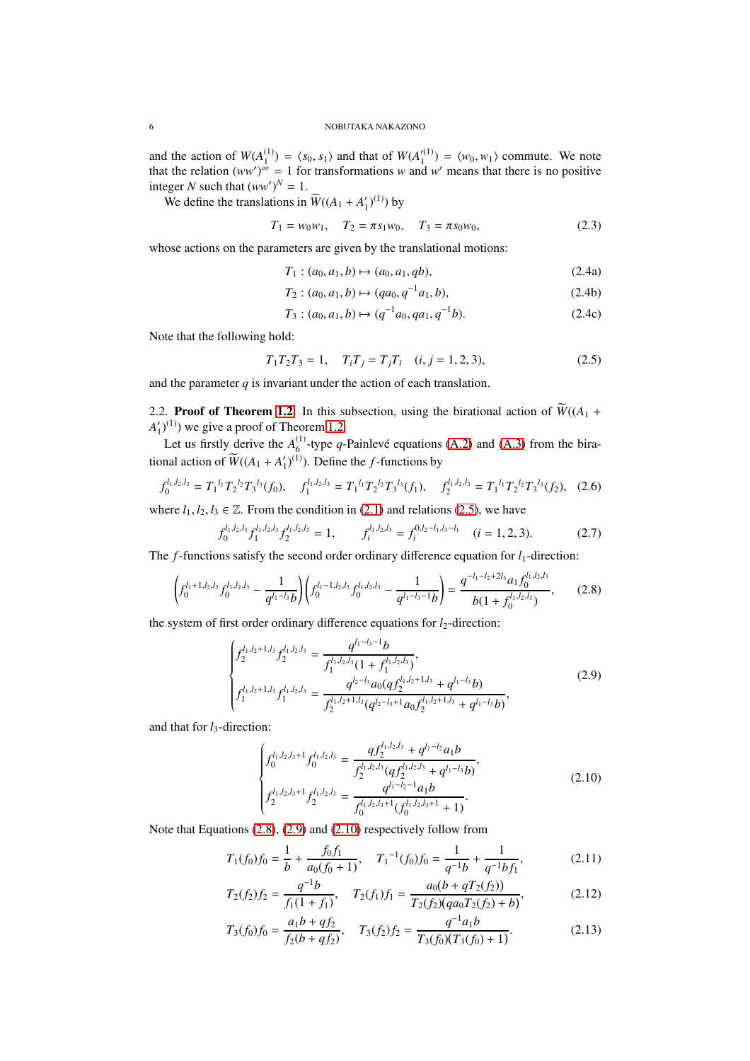and the action of $W(A_1^{(1)}) = \langle s_0, s_1 \rangle$ and that of $W(A_1'^{(1)}) = \langle w_0, w_1 \rangle$ commute. We note that the relation $(ww')^\infty = 1$ for transformations $w$ and $w'$ means that there is no positive integer $N$ such that $(ww')^N = 1$.

We define the translations in $\widetilde{W}((A_1 + A_1')^{(1)})$ by

$$T_1 = w_0 w_1, \quad T_2 = \pi s_1 w_0, \quad T_3 = \pi s_0 w_0, \tag{2.3}$$

whose actions on the parameters are given by the translational motions:

$$T_1 : (a_0, a_1, b) \mapsto (a_0, a_1, qb), \tag{2.4a}$$

$$T_2 : (a_0, a_1, b) \mapsto (qa_0, q^{-1}a_1, b), \tag{2.4b}$$

$$T_3 : (a_0, a_1, b) \mapsto (q^{-1}a_0, qa_1, q^{-1}b). \tag{2.4c}$$

Note that the following hold:

$$T_1 T_2 T_3 = 1, \quad T_i T_j = T_j T_i \quad (i, j = 1, 2, 3), \tag{2.5}$$

and the parameter $q$ is invariant under the action of each translation.

2.2. **Proof of Theorem 1.2.** In this subsection, using the birational action of $\widetilde{W}((A_1 + A_1')^{(1)})$ we give a proof of Theorem 1.2.

Let us firstly derive the $A_6^{(1)}$-type $q$-Painlevé equations (A.2) and (A.3) from the birational action of $\widetilde{W}((A_1 + A_1')^{(1)})$. Define the $f$-functions by

$$f_0^{l_1,l_2,l_3} = T_1^{\,l_1} T_2^{\,l_2} T_3^{\,l_3}(f_0), \quad f_1^{l_1,l_2,l_3} = T_1^{\,l_1} T_2^{\,l_2} T_3^{\,l_3}(f_1), \quad f_2^{l_1,l_2,l_3} = T_1^{\,l_1} T_2^{\,l_2} T_3^{\,l_3}(f_2), \tag{2.6}$$

where $l_1, l_2, l_3 \in \mathbb{Z}$. From the condition in (2.1) and relations (2.5), we have

$$f_0^{l_1,l_2,l_3} f_1^{l_1,l_2,l_3} f_2^{l_1,l_2,l_3} = 1, \qquad f_i^{l_1,l_2,l_3} = f_i^{0,l_2-l_1,l_3-l_1} \quad (i = 1, 2, 3). \tag{2.7}$$

The $f$-functions satisfy the second order ordinary difference equation for $l_1$-direction:

$$\left( f_0^{l_1+1,l_2,l_3} f_0^{l_1,l_2,l_3} - \frac{1}{q^{l_1-l_3} b} \right) \left( f_0^{l_1-1,l_2,l_3} f_0^{l_1,l_2,l_3} - \frac{1}{q^{l_1-l_3-1} b} \right) = \frac{q^{-l_1-l_2+2l_3} a_1 f_0^{l_1,l_2,l_3}}{b(1 + f_0^{l_1,l_2,l_3})}, \tag{2.8}$$

the system of first order ordinary difference equations for $l_2$-direction:

$$\begin{cases} f_2^{l_1,l_2+1,l_3} f_2^{l_1,l_2,l_3} = \dfrac{q^{l_1-l_3-1} b}{f_1^{l_1,l_2,l_3}(1 + f_1^{l_1,l_2,l_3})}, \\[2ex] f_1^{l_1,l_2+1,l_3} f_1^{l_1,l_2,l_3} = \dfrac{q^{l_2-l_3} a_0 (q f_2^{l_1,l_2+1,l_3} + q^{l_1-l_3} b)}{f_2^{l_1,l_2+1,l_3}(q^{l_2-l_3+1} a_0 f_2^{l_1,l_2+1,l_3} + q^{l_1-l_3} b)}, \end{cases} \tag{2.9}$$

and that for $l_3$-direction:

$$\begin{cases} f_0^{l_1,l_2,l_3+1} f_0^{l_1,l_2,l_3} = \dfrac{q f_2^{l_1,l_2,l_3} + q^{l_1-l_2} a_1 b}{f_2^{l_1,l_2,l_3}(q f_2^{l_1,l_2,l_3} + q^{l_1-l_3} b)}, \\[2ex] f_2^{l_1,l_2,l_3+1} f_2^{l_1,l_2,l_3} = \dfrac{q^{l_1-l_2-1} a_1 b}{f_0^{l_1,l_2,l_3+1}(f_0^{l_1,l_2,l_3+1} + 1)}. \end{cases} \tag{2.10}$$

Note that Equations (2.8), (2.9) and (2.10) respectively follow from

$$T_1(f_0) f_0 = \frac{1}{b} + \frac{f_0 f_1}{a_0(f_0 + 1)}, \quad T_1^{\,-1}(f_0) f_0 = \frac{1}{q^{-1} b} + \frac{1}{q^{-1} b f_1}, \tag{2.11}$$

$$T_2(f_2) f_2 = \frac{q^{-1} b}{f_1(1 + f_1)}, \quad T_2(f_1) f_1 = \frac{a_0(b + q T_2(f_2))}{T_2(f_2)(q a_0 T_2(f_2) + b)}, \tag{2.12}$$

$$T_3(f_0) f_0 = \frac{a_1 b + q f_2}{f_2(b + q f_2)}, \quad T_3(f_2) f_2 = \frac{q^{-1} a_1 b}{T_3(f_0)(T_3(f_0) + 1)}. \tag{2.13}$$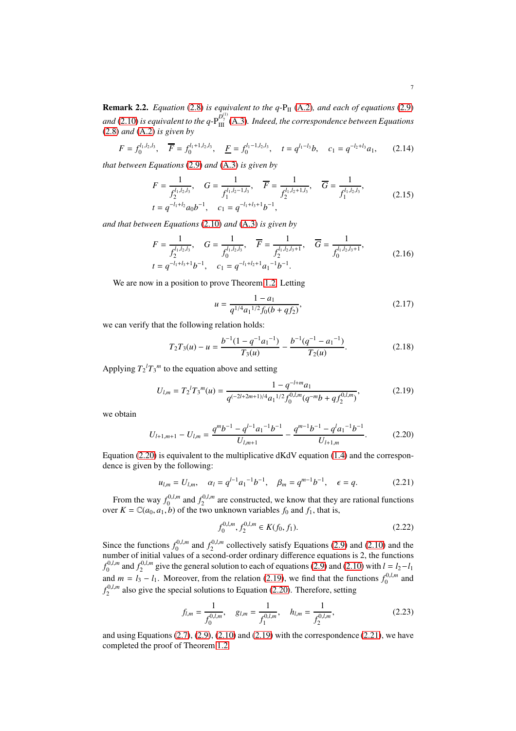**Remark 2.2.** *Equation* (2.8) *is equivalent to the* $q$-$\mathrm{P_{II}}$ (A.2)*, and each of equations* (2.9) *and* (2.10) *is equivalent to the* $q$-$\mathrm{P}_{\mathrm{III}}^{D_7^{(1)}}$ (A.3)*. Indeed, the correspondence between Equations* (2.8) *and* (A.2) *is given by*

$$F = f_0^{l_1,l_2,l_3}, \quad \overline{F} = f_0^{l_1+1,l_2,l_3}, \quad \underline{F} = f_0^{l_1-1,l_2,l_3}, \quad t = q^{l_1-l_3}b, \quad c_1 = q^{-l_2+l_3}a_1, \tag{2.14}$$

*that between Equations* (2.9) *and* (A.3) *is given by*

$$\begin{gathered} F = \frac{1}{f_2^{l_1,l_2,l_3}}, \quad G = \frac{1}{f_1^{l_1,l_2-1,l_3}}, \quad \overline{F} = \frac{1}{f_2^{l_1,l_2+1,l_3}}, \quad \overline{G} = \frac{1}{f_1^{l_1,l_2,l_3}}, \\ t = q^{-l_1+l_2}a_0b^{-1}, \quad c_1 = q^{-l_1+l_3+1}b^{-1}, \end{gathered} \tag{2.15}$$

*and that between Equations* (2.10) *and* (A.3) *is given by*

$$\begin{gathered} F = \frac{1}{f_2^{l_1,l_2,l_3}}, \quad G = \frac{1}{f_0^{l_1,l_2,l_3}}, \quad \overline{F} = \frac{1}{f_2^{l_1,l_2,l_3+1}}, \quad \overline{G} = \frac{1}{f_0^{l_1,l_2,l_3+1}}, \\ t = q^{-l_1+l_3+1}b^{-1}, \quad c_1 = q^{-l_1+l_2+1}{a_1}^{-1}b^{-1}. \end{gathered} \tag{2.16}$$

We are now in a position to prove Theorem 1.2. Letting

$$u = \frac{1-a_1}{q^{1/4}{a_1}^{1/2}f_0(b+qf_2)}, \tag{2.17}$$

we can verify that the following relation holds:

$$T_2T_3(u) - u = \frac{b^{-1}(1-q^{-1}{a_1}^{-1})}{T_3(u)} - \frac{b^{-1}(q^{-1}-{a_1}^{-1})}{T_2(u)}. \tag{2.18}$$

Applying ${T_2}^l{T_3}^m$ to the equation above and setting

$$U_{l,m} = {T_2}^l{T_3}^m(u) = \frac{1-q^{-l+m}a_1}{q^{(-2l+2m+1)/4}{a_1}^{1/2}f_0^{0,l,m}(q^{-m}b+qf_2^{0,l,m})}, \tag{2.19}$$

we obtain

$$U_{l+1,m+1} - U_{l,m} = \frac{q^mb^{-1} - q^{l-1}{a_1}^{-1}b^{-1}}{U_{l,m+1}} - \frac{q^{m-1}b^{-1} - q^l{a_1}^{-1}b^{-1}}{U_{l+1,m}}. \tag{2.20}$$

Equation (2.20) is equivalent to the multiplicative dKdV equation (1.4) and the correspondence is given by the following:

$$u_{l,m} = U_{l,m}, \quad \alpha_l = q^{l-1}{a_1}^{-1}b^{-1}, \quad \beta_m = q^{m-1}b^{-1}, \quad \epsilon = q. \tag{2.21}$$

From the way $f_0^{0,l,m}$ and $f_2^{0,l,m}$ are constructed, we know that they are rational functions over $K = \mathbb{C}(a_0, a_1, b)$ of the two unknown variables $f_0$ and $f_1$, that is,

$$f_0^{0,l,m}, f_2^{0,l,m} \in K(f_0, f_1). \tag{2.22}$$

Since the functions $f_0^{0,l,m}$ and $f_2^{0,l,m}$ collectively satisfy Equations (2.9) and (2.10) and the number of initial values of a second-order ordinary difference equations is 2, the functions $f_0^{0,l,m}$ and $f_2^{0,l,m}$ give the general solution to each of equations (2.9) and (2.10) with $l = l_2 - l_1$ and $m = l_3 - l_1$. Moreover, from the relation (2.19), we find that the functions $f_0^{0,l,m}$ and $f_2^{0,l,m}$ also give the special solutions to Equation (2.20). Therefore, setting

$$f_{l,m} = \frac{1}{f_0^{0,l,m}}, \quad g_{l,m} = \frac{1}{f_1^{0,l,m}}, \quad h_{l,m} = \frac{1}{f_2^{0,l,m}}, \tag{2.23}$$

and using Equations (2.7), (2.9), (2.10) and (2.19) with the correspondence (2.21), we have completed the proof of Theorem 1.2.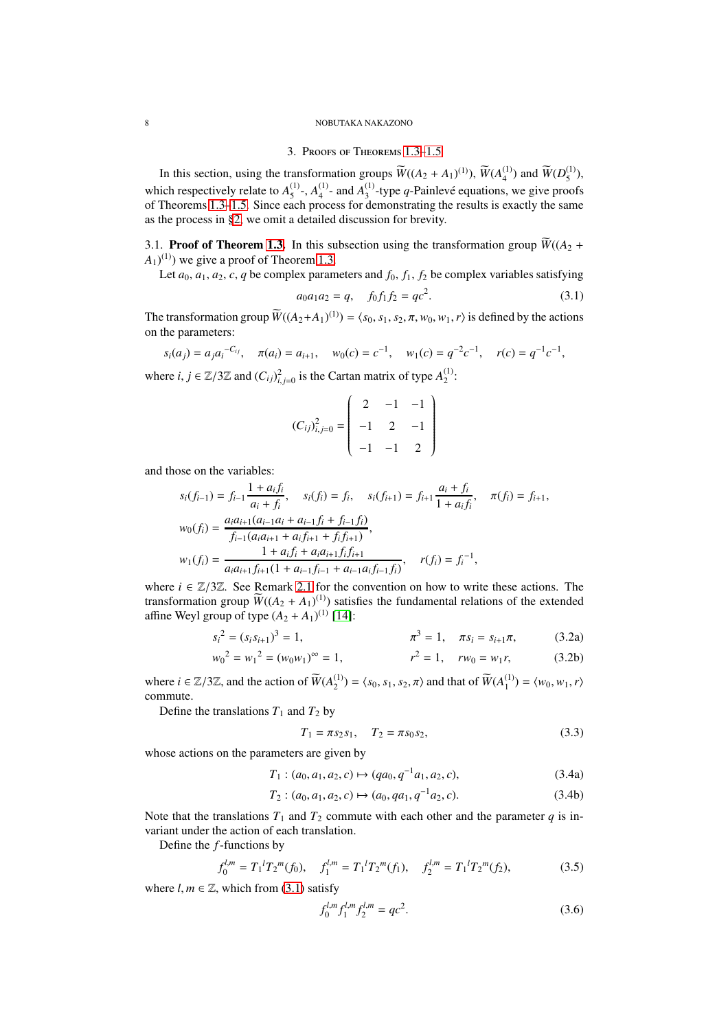## 3. Proofs of Theorems 1.3–1.5

In this section, using the transformation groups $\widetilde{W}((A_2+A_1)^{(1)})$, $\widetilde{W}(A_4^{(1)})$ and $\widetilde{W}(D_5^{(1)})$, which respectively relate to $A_5^{(1)}$-, $A_4^{(1)}$- and $A_3^{(1)}$-type $q$-Painlevé equations, we give proofs of Theorems 1.3–1.5. Since each process for demonstrating the results is exactly the same as the process in §2, we omit a detailed discussion for brevity.

### 3.1. Proof of Theorem 1.3.

In this subsection using the transformation group $\widetilde{W}((A_2+A_1)^{(1)})$ we give a proof of Theorem 1.3.

Let $a_0, a_1, a_2, c, q$ be complex parameters and $f_0, f_1, f_2$ be complex variables satisfying

$$a_0a_1a_2 = q, \quad f_0f_1f_2 = qc^2. \tag{3.1}$$

The transformation group $\widetilde{W}((A_2+A_1)^{(1)}) = \langle s_0, s_1, s_2, \pi, w_0, w_1, r\rangle$ is defined by the actions on the parameters:

$$s_i(a_j) = a_j a_i^{-C_{ij}}, \quad \pi(a_i) = a_{i+1}, \quad w_0(c) = c^{-1}, \quad w_1(c) = q^{-2}c^{-1}, \quad r(c) = q^{-1}c^{-1},$$

where $i, j \in \mathbb{Z}/3\mathbb{Z}$ and $(C_{ij})_{i,j=0}^2$ is the Cartan matrix of type $A_2^{(1)}$:

$$(C_{ij})_{i,j=0}^2 = \begin{pmatrix} 2 & -1 & -1 \\ -1 & 2 & -1 \\ -1 & -1 & 2 \end{pmatrix}$$

and those on the variables:

$$s_i(f_{i-1}) = f_{i-1}\frac{1+a_if_i}{a_i+f_i}, \quad s_i(f_i) = f_i, \quad s_i(f_{i+1}) = f_{i+1}\frac{a_i+f_i}{1+a_if_i}, \quad \pi(f_i) = f_{i+1},$$

$$w_0(f_i) = \frac{a_ia_{i+1}(a_{i-1}a_i + a_{i-1}f_i + f_{i-1}f_i)}{f_{i-1}(a_ia_{i+1} + a_if_{i+1} + f_if_{i+1})},$$

$$w_1(f_i) = \frac{1 + a_if_i + a_ia_{i+1}f_if_{i+1}}{a_ia_{i+1}f_{i+1}(1 + a_{i-1}f_{i-1} + a_{i-1}a_if_{i-1}f_i)}, \quad r(f_i) = f_i^{-1},$$

where $i \in \mathbb{Z}/3\mathbb{Z}$. See Remark 2.1 for the convention on how to write these actions. The transformation group $\widetilde{W}((A_2+A_1)^{(1)})$ satisfies the fundamental relations of the extended affine Weyl group of type $(A_2+A_1)^{(1)}$ [14]:

$$s_i^{\,2} = (s_is_{i+1})^3 = 1, \qquad \pi^3 = 1, \quad \pi s_i = s_{i+1}\pi, \tag{3.2a}$$

$$w_0^{\,2} = w_1^{\,2} = (w_0w_1)^\infty = 1, \qquad r^2 = 1, \quad rw_0 = w_1r, \tag{3.2b}$$

where $i \in \mathbb{Z}/3\mathbb{Z}$, and the action of $\widetilde{W}(A_2^{(1)}) = \langle s_0, s_1, s_2, \pi\rangle$ and that of $\widetilde{W}(A_1^{(1)}) = \langle w_0, w_1, r\rangle$ commute.

Define the translations $T_1$ and $T_2$ by

$$T_1 = \pi s_2s_1, \quad T_2 = \pi s_0s_2, \tag{3.3}$$

whose actions on the parameters are given by

$$T_1 : (a_0, a_1, a_2, c) \mapsto (qa_0, q^{-1}a_1, a_2, c), \tag{3.4a}$$

$$T_2 : (a_0, a_1, a_2, c) \mapsto (a_0, qa_1, q^{-1}a_2, c). \tag{3.4b}$$

Note that the translations $T_1$ and $T_2$ commute with each other and the parameter $q$ is invariant under the action of each translation.

Define the $f$-functions by

$$f_0^{l,m} = T_1^{\,l}T_2^{\,m}(f_0), \quad f_1^{l,m} = T_1^{\,l}T_2^{\,m}(f_1), \quad f_2^{l,m} = T_1^{\,l}T_2^{\,m}(f_2), \tag{3.5}$$

where $l, m \in \mathbb{Z}$, which from (3.1) satisfy

$$f_0^{l,m}f_1^{l,m}f_2^{l,m} = qc^2. \tag{3.6}$$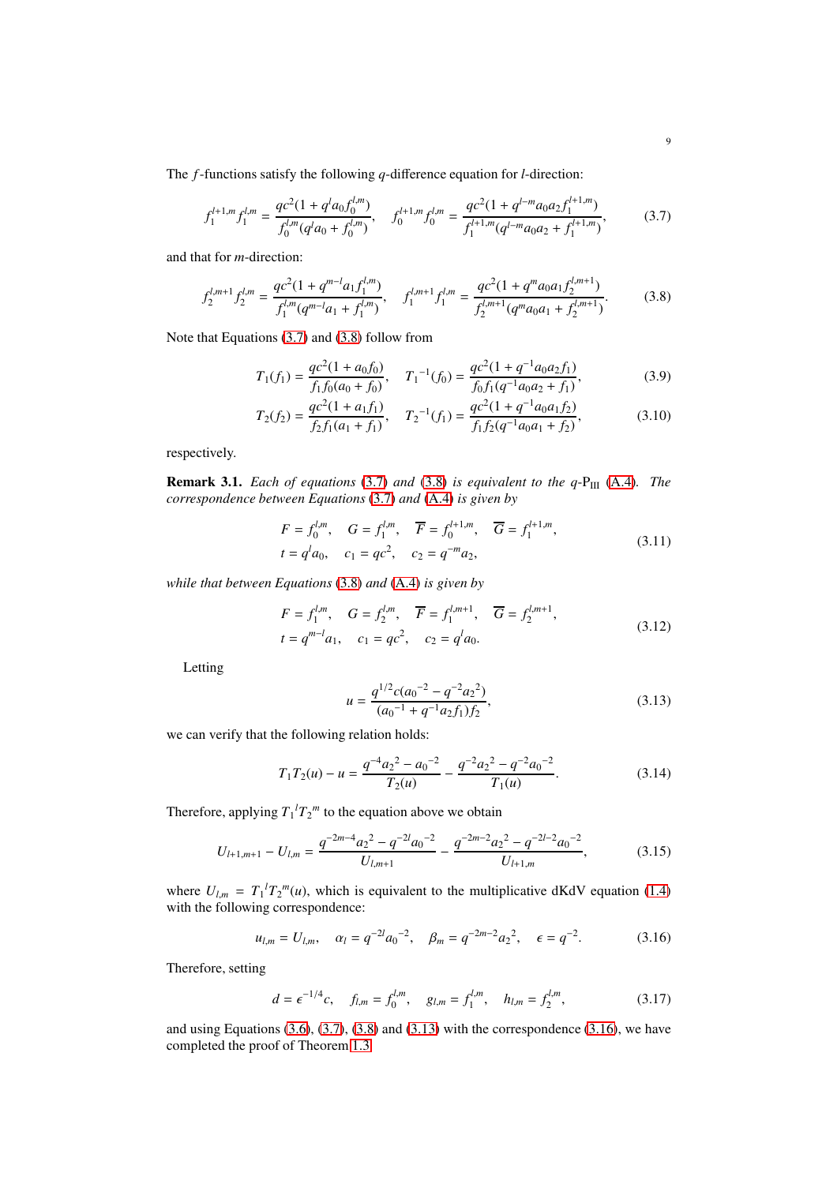The $f$-functions satisfy the following $q$-difference equation for $l$-direction:

$$f_1^{l+1,m} f_1^{l,m} = \frac{qc^2(1 + q^l a_0 f_0^{l,m})}{f_0^{l,m}(q^l a_0 + f_0^{l,m})}, \quad f_0^{l+1,m} f_0^{l,m} = \frac{qc^2(1 + q^{l-m} a_0 a_2 f_1^{l+1,m})}{f_1^{l+1,m}(q^{l-m} a_0 a_2 + f_1^{l+1,m})}, \tag{3.7}$$

and that for $m$-direction:

$$f_2^{l,m+1} f_2^{l,m} = \frac{qc^2(1 + q^{m-l} a_1 f_1^{l,m})}{f_1^{l,m}(q^{m-l} a_1 + f_1^{l,m})}, \quad f_1^{l,m+1} f_1^{l,m} = \frac{qc^2(1 + q^m a_0 a_1 f_2^{l,m+1})}{f_2^{l,m+1}(q^m a_0 a_1 + f_2^{l,m+1})}. \tag{3.8}$$

Note that Equations (3.7) and (3.8) follow from

$$T_1(f_1) = \frac{qc^2(1 + a_0 f_0)}{f_1 f_0(a_0 + f_0)}, \quad T_1{}^{-1}(f_0) = \frac{qc^2(1 + q^{-1} a_0 a_2 f_1)}{f_0 f_1(q^{-1} a_0 a_2 + f_1)}, \tag{3.9}$$

$$T_2(f_2) = \frac{qc^2(1 + a_1 f_1)}{f_2 f_1(a_1 + f_1)}, \quad T_2{}^{-1}(f_1) = \frac{qc^2(1 + q^{-1} a_0 a_1 f_2)}{f_1 f_2(q^{-1} a_0 a_1 + f_2)}, \tag{3.10}$$

respectively.

**Remark 3.1.** *Each of equations (3.7) and (3.8) is equivalent to the $q$-$\mathrm{P_{III}}$ (A.4). The correspondence between Equations (3.7) and (A.4) is given by*

$$\begin{gathered} F = f_0^{l,m}, \quad G = f_1^{l,m}, \quad \overline{F} = f_0^{l+1,m}, \quad \overline{G} = f_1^{l+1,m}, \\ t = q^l a_0, \quad c_1 = qc^2, \quad c_2 = q^{-m} a_2, \end{gathered} \tag{3.11}$$

*while that between Equations (3.8) and (A.4) is given by*

$$\begin{gathered} F = f_1^{l,m}, \quad G = f_2^{l,m}, \quad \overline{F} = f_1^{l,m+1}, \quad \overline{G} = f_2^{l,m+1}, \\ t = q^{m-l} a_1, \quad c_1 = qc^2, \quad c_2 = q^l a_0. \end{gathered} \tag{3.12}$$

Letting

$$u = \frac{q^{1/2} c({a_0}^{-2} - q^{-2} {a_2}^2)}{({a_0}^{-1} + q^{-1} a_2 f_1) f_2}, \tag{3.13}$$

we can verify that the following relation holds:

$$T_1 T_2(u) - u = \frac{q^{-4} {a_2}^2 - {a_0}^{-2}}{T_2(u)} - \frac{q^{-2} {a_2}^2 - q^{-2} {a_0}^{-2}}{T_1(u)}. \tag{3.14}$$

Therefore, applying ${T_1}^l {T_2}^m$ to the equation above we obtain

$$U_{l+1,m+1} - U_{l,m} = \frac{q^{-2m-4} {a_2}^2 - q^{-2l} {a_0}^{-2}}{U_{l,m+1}} - \frac{q^{-2m-2} {a_2}^2 - q^{-2l-2} {a_0}^{-2}}{U_{l+1,m}}, \tag{3.15}$$

where $U_{l,m} = {T_1}^l {T_2}^m(u)$, which is equivalent to the multiplicative dKdV equation (1.4) with the following correspondence:

$$u_{l,m} = U_{l,m}, \quad \alpha_l = q^{-2l} {a_0}^{-2}, \quad \beta_m = q^{-2m-2} {a_2}^2, \quad \epsilon = q^{-2}. \tag{3.16}$$

Therefore, setting

$$d = \epsilon^{-1/4} c, \quad f_{l,m} = f_0^{l,m}, \quad g_{l,m} = f_1^{l,m}, \quad h_{l,m} = f_2^{l,m}, \tag{3.17}$$

and using Equations (3.6), (3.7), (3.8) and (3.13) with the correspondence (3.16), we have completed the proof of Theorem 1.3.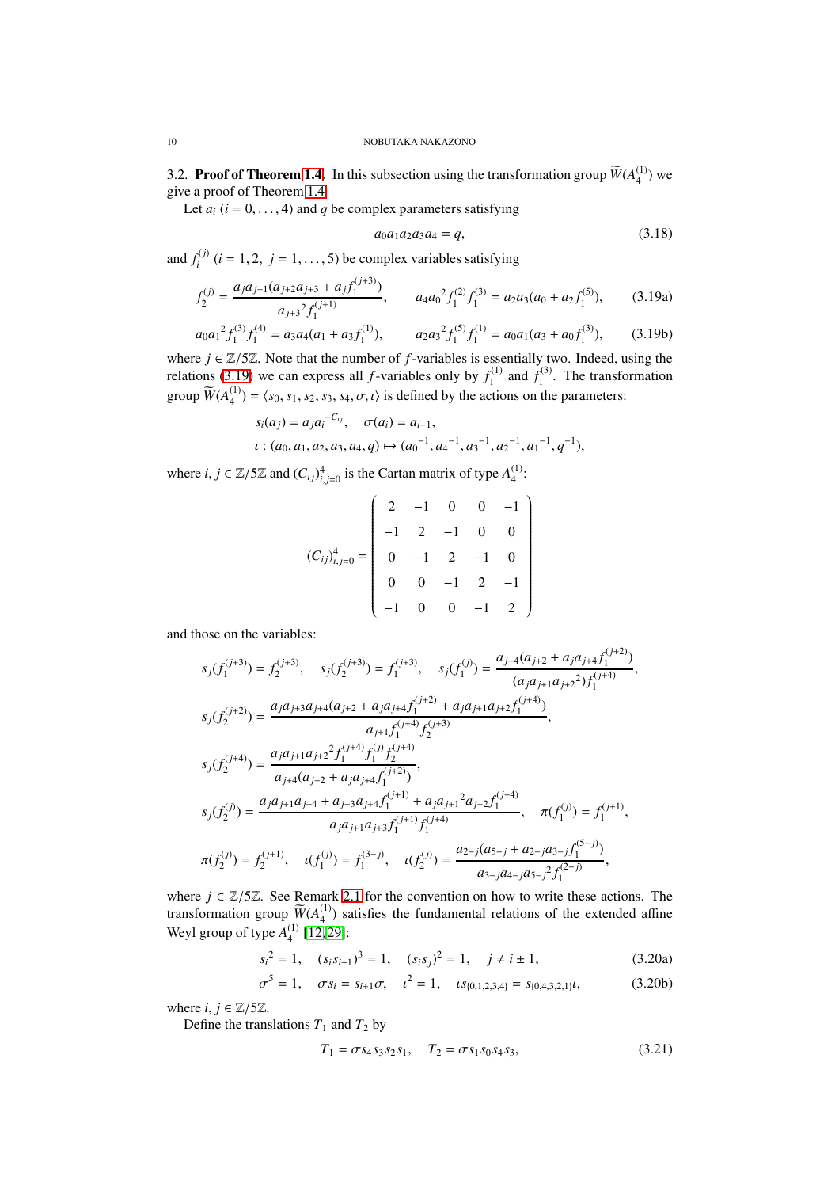3.2. **Proof of Theorem 1.4.** In this subsection using the transformation group $\widetilde{W}(A_4^{(1)})$ we give a proof of Theorem 1.4.

Let $a_i$ $(i=0,\dots,4)$ and $q$ be complex parameters satisfying

$$a_0a_1a_2a_3a_4=q, \tag{3.18}$$

and $f_i^{(j)}$ $(i=1,2,\ j=1,\dots,5)$ be complex variables satisfying

$$f_2^{(j)}=\frac{a_ja_{j+1}(a_{j+2}a_{j+3}+a_jf_1^{(j+3)})}{{a_{j+3}}^2f_1^{(j+1)}},\qquad a_4{a_0}^2f_1^{(2)}f_1^{(3)}=a_2a_3(a_0+a_2f_1^{(5)}), \tag{3.19a}$$

$$a_0{a_1}^2f_1^{(3)}f_1^{(4)}=a_3a_4(a_1+a_3f_1^{(1)}),\qquad a_2{a_3}^2f_1^{(5)}f_1^{(1)}=a_0a_1(a_3+a_0f_1^{(3)}), \tag{3.19b}$$

where $j\in\mathbb{Z}/5\mathbb{Z}$. Note that the number of $f$-variables is essentially two. Indeed, using the relations (3.19) we can express all $f$-variables only by $f_1^{(1)}$ and $f_1^{(3)}$. The transformation group $\widetilde{W}(A_4^{(1)})=\langle s_0,s_1,s_2,s_3,s_4,\sigma,\iota\rangle$ is defined by the actions on the parameters:

$$s_i(a_j)=a_ja_i^{-C_{ij}},\quad \sigma(a_i)=a_{i+1},$$

$$\iota:(a_0,a_1,a_2,a_3,a_4,q)\mapsto({a_0}^{-1},{a_4}^{-1},{a_3}^{-1},{a_2}^{-1},{a_1}^{-1},q^{-1}),$$

where $i,j\in\mathbb{Z}/5\mathbb{Z}$ and $(C_{ij})_{i,j=0}^4$ is the Cartan matrix of type $A_4^{(1)}$:

$$(C_{ij})_{i,j=0}^4=\begin{pmatrix}2&-1&0&0&-1\\-1&2&-1&0&0\\0&-1&2&-1&0\\0&0&-1&2&-1\\-1&0&0&-1&2\end{pmatrix}$$

and those on the variables:

$$s_j(f_1^{(j+3)})=f_2^{(j+3)},\quad s_j(f_2^{(j+3)})=f_1^{(j+3)},\quad s_j(f_1^{(j)})=\frac{a_{j+4}(a_{j+2}+a_ja_{j+4}f_1^{(j+2)})}{(a_ja_{j+1}{a_{j+2}}^2)f_1^{(j+4)}},$$

$$s_j(f_2^{(j+2)})=\frac{a_ja_{j+3}a_{j+4}(a_{j+2}+a_ja_{j+4}f_1^{(j+2)}+a_ja_{j+1}a_{j+2}f_1^{(j+4)})}{a_{j+1}f_1^{(j+4)}f_2^{(j+3)}},$$

$$s_j(f_2^{(j+4)})=\frac{a_ja_{j+1}{a_{j+2}}^2f_1^{(j+4)}f_1^{(j)}f_2^{(j+4)}}{a_{j+4}(a_{j+2}+a_ja_{j+4}f_1^{(j+2)})},$$

$$s_j(f_2^{(j)})=\frac{a_ja_{j+1}a_{j+4}+a_{j+3}a_{j+4}f_1^{(j+1)}+a_j{a_{j+1}}^2a_{j+2}f_1^{(j+4)}}{a_ja_{j+1}a_{j+3}f_1^{(j+1)}f_1^{(j+4)}},\quad \pi(f_1^{(j)})=f_1^{(j+1)},$$

$$\pi(f_2^{(j)})=f_2^{(j+1)},\quad \iota(f_1^{(j)})=f_1^{(3-j)},\quad \iota(f_2^{(j)})=\frac{a_{2-j}(a_{5-j}+a_{2-j}a_{3-j}f_1^{(5-j)})}{a_{3-j}a_{4-j}{a_{5-j}}^2f_1^{(2-j)}},$$

where $j\in\mathbb{Z}/5\mathbb{Z}$. See Remark 2.1 for the convention on how to write these actions. The transformation group $\widetilde{W}(A_4^{(1)})$ satisfies the fundamental relations of the extended affine Weyl group of type $A_4^{(1)}$ [12, 29]:

$${s_i}^2=1,\quad (s_is_{i\pm1})^3=1,\quad (s_is_j)^2=1,\quad j\neq i\pm1, \tag{3.20a}$$

$$\sigma^5=1,\quad \sigma s_i=s_{i+1}\sigma,\quad \iota^2=1,\quad \iota s_{\{0,1,2,3,4\}}=s_{\{0,4,3,2,1\}}\iota, \tag{3.20b}$$

where $i,j\in\mathbb{Z}/5\mathbb{Z}$.

Define the translations $T_1$ and $T_2$ by

$$T_1=\sigma s_4s_3s_2s_1,\quad T_2=\sigma s_1s_0s_4s_3, \tag{3.21}$$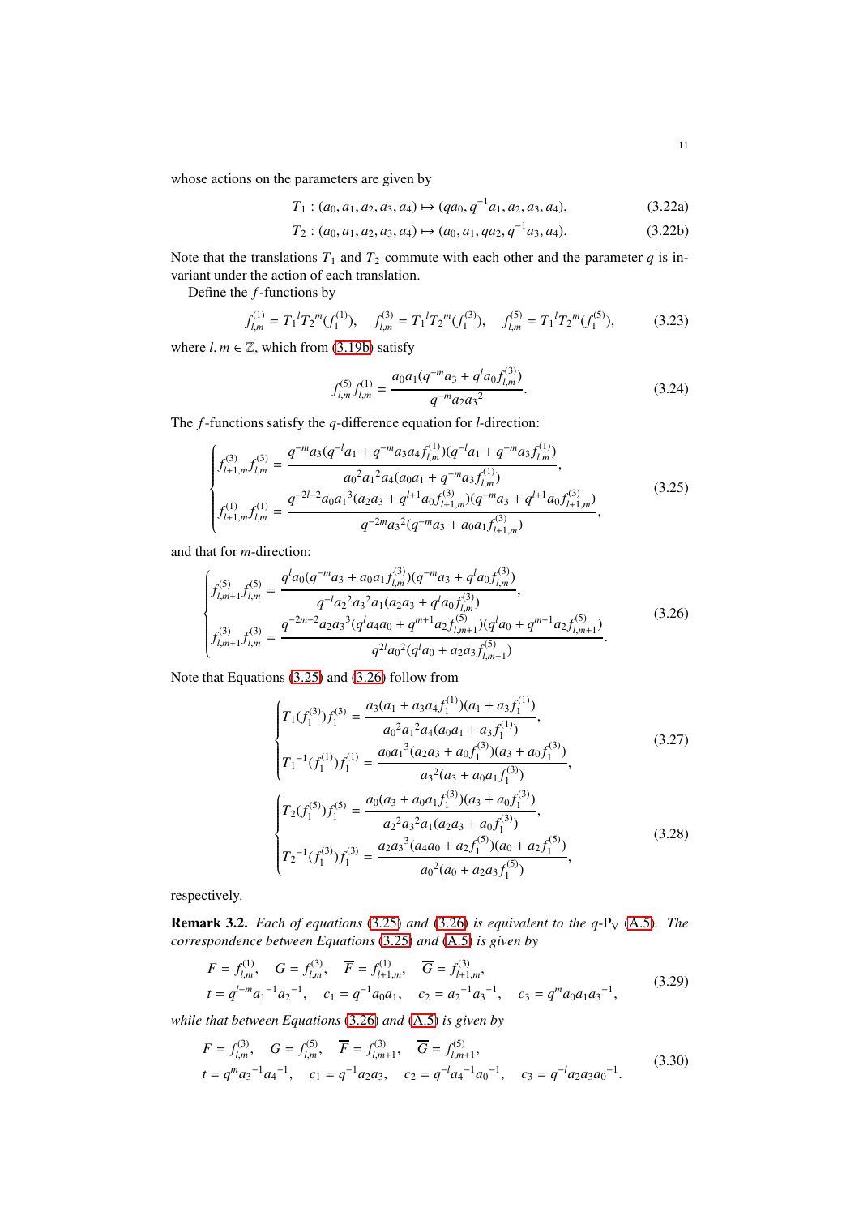whose actions on the parameters are given by

$$T_1 : (a_0, a_1, a_2, a_3, a_4) \mapsto (qa_0, q^{-1}a_1, a_2, a_3, a_4), \tag{3.22a}$$

$$T_2 : (a_0, a_1, a_2, a_3, a_4) \mapsto (a_0, a_1, qa_2, q^{-1}a_3, a_4). \tag{3.22b}$$

Note that the translations $T_1$ and $T_2$ commute with each other and the parameter $q$ is invariant under the action of each translation.

Define the $f$-functions by

$$f^{(1)}_{l,m} = {T_1}^l {T_2}^m (f^{(1)}_1), \quad f^{(3)}_{l,m} = {T_1}^l {T_2}^m (f^{(3)}_1), \quad f^{(5)}_{l,m} = {T_1}^l {T_2}^m (f^{(5)}_1), \tag{3.23}$$

where $l, m \in \mathbb{Z}$, which from (3.19b) satisfy

$$f^{(5)}_{l,m} f^{(1)}_{l,m} = \frac{a_0 a_1 (q^{-m} a_3 + q^l a_0 f^{(3)}_{l,m})}{q^{-m} a_2 {a_3}^2}. \tag{3.24}$$

The $f$-functions satisfy the $q$-difference equation for $l$-direction:

$$\begin{cases} f^{(3)}_{l+1,m} f^{(3)}_{l,m} = \dfrac{q^{-m} a_3 (q^{-l} a_1 + q^{-m} a_3 a_4 f^{(1)}_{l,m})(q^{-l} a_1 + q^{-m} a_3 f^{(1)}_{l,m})}{{a_0}^2 {a_1}^2 a_4 (a_0 a_1 + q^{-m} a_3 f^{(1)}_{l,m})}, \\[2ex] f^{(1)}_{l+1,m} f^{(1)}_{l,m} = \dfrac{q^{-2l-2} a_0 {a_1}^3 (a_2 a_3 + q^{l+1} a_0 f^{(3)}_{l+1,m})(q^{-m} a_3 + q^{l+1} a_0 f^{(3)}_{l+1,m})}{q^{-2m} {a_3}^2 (q^{-m} a_3 + a_0 a_1 f^{(3)}_{l+1,m})}, \end{cases} \tag{3.25}$$

and that for $m$-direction:

$$\begin{cases} f^{(5)}_{l,m+1} f^{(5)}_{l,m} = \dfrac{q^l a_0 (q^{-m} a_3 + a_0 a_1 f^{(3)}_{l,m})(q^{-m} a_3 + q^l a_0 f^{(3)}_{l,m})}{q^{-l} {a_2}^2 {a_3}^2 a_1 (a_2 a_3 + q^l a_0 f^{(3)}_{l,m})}, \\[2ex] f^{(3)}_{l,m+1} f^{(3)}_{l,m} = \dfrac{q^{-2m-2} a_2 {a_3}^3 (q^l a_4 a_0 + q^{m+1} a_2 f^{(5)}_{l,m+1})(q^l a_0 + q^{m+1} a_2 f^{(5)}_{l,m+1})}{q^{2l} {a_0}^2 (q^l a_0 + a_2 a_3 f^{(5)}_{l,m+1})}. \end{cases} \tag{3.26}$$

Note that Equations (3.25) and (3.26) follow from

$$\begin{cases} T_1(f^{(3)}_1) f^{(3)}_1 = \dfrac{a_3 (a_1 + a_3 a_4 f^{(1)}_1)(a_1 + a_3 f^{(1)}_1)}{{a_0}^2 {a_1}^2 a_4 (a_0 a_1 + a_3 f^{(1)}_1)}, \\[2ex] {T_1}^{-1}(f^{(1)}_1) f^{(1)}_1 = \dfrac{a_0 {a_1}^3 (a_2 a_3 + a_0 f^{(3)}_1)(a_3 + a_0 f^{(3)}_1)}{{a_3}^2 (a_3 + a_0 a_1 f^{(3)}_1)}, \end{cases} \tag{3.27}$$

$$\begin{cases} T_2(f^{(5)}_1) f^{(5)}_1 = \dfrac{a_0 (a_3 + a_0 a_1 f^{(3)}_1)(a_3 + a_0 f^{(3)}_1)}{{a_2}^2 {a_3}^2 a_1 (a_2 a_3 + a_0 f^{(3)}_1)}, \\[2ex] {T_2}^{-1}(f^{(3)}_1) f^{(3)}_1 = \dfrac{a_2 {a_3}^3 (a_4 a_0 + a_2 f^{(5)}_1)(a_0 + a_2 f^{(5)}_1)}{{a_0}^2 (a_0 + a_2 a_3 f^{(5)}_1)}, \end{cases} \tag{3.28}$$

respectively.

**Remark 3.2.** *Each of equations (3.25) and (3.26) is equivalent to the $q$-P$_{\rm V}$ (A.5). The correspondence between Equations (3.25) and (A.5) is given by*

$$\begin{aligned} &F = f^{(1)}_{l,m}, \quad G = f^{(3)}_{l,m}, \quad \overline{F} = f^{(1)}_{l+1,m}, \quad \overline{G} = f^{(3)}_{l+1,m}, \\ &t = q^{l-m} {a_1}^{-1} {a_2}^{-1}, \quad c_1 = q^{-1} a_0 a_1, \quad c_2 = {a_2}^{-1} {a_3}^{-1}, \quad c_3 = q^m a_0 a_1 {a_3}^{-1}, \end{aligned} \tag{3.29}$$

*while that between Equations (3.26) and (A.5) is given by*

$$\begin{aligned} &F = f^{(3)}_{l,m}, \quad G = f^{(5)}_{l,m}, \quad \overline{F} = f^{(3)}_{l,m+1}, \quad \overline{G} = f^{(5)}_{l,m+1}, \\ &t = q^m {a_3}^{-1} {a_4}^{-1}, \quad c_1 = q^{-1} a_2 a_3, \quad c_2 = q^{-l} {a_4}^{-1} {a_0}^{-1}, \quad c_3 = q^{-l} a_2 a_3 {a_0}^{-1}. \end{aligned} \tag{3.30}$$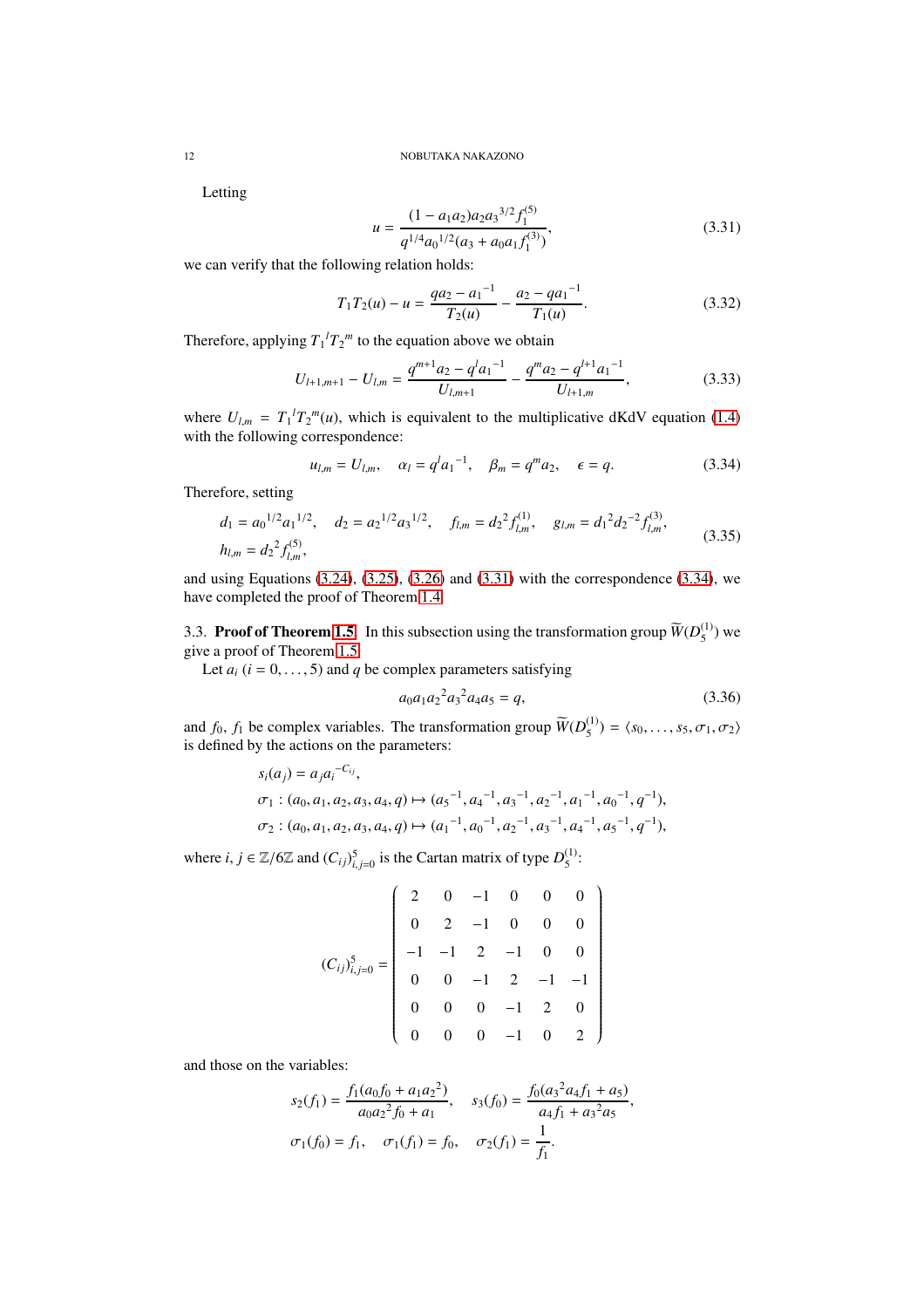Letting

$$u = \frac{(1 - a_1 a_2) a_2 {a_3}^{3/2} f_1^{(5)}}{q^{1/4} {a_0}^{1/2} (a_3 + a_0 a_1 f_1^{(3)})}, \tag{3.31}$$

we can verify that the following relation holds:

$$T_1 T_2(u) - u = \frac{q a_2 - {a_1}^{-1}}{T_2(u)} - \frac{a_2 - q {a_1}^{-1}}{T_1(u)}. \tag{3.32}$$

Therefore, applying ${T_1}^l {T_2}^m$ to the equation above we obtain

$$U_{l+1,m+1} - U_{l,m} = \frac{q^{m+1} a_2 - q^l {a_1}^{-1}}{U_{l,m+1}} - \frac{q^m a_2 - q^{l+1} {a_1}^{-1}}{U_{l+1,m}}, \tag{3.33}$$

where $U_{l,m} = {T_1}^l {T_2}^m(u)$, which is equivalent to the multiplicative dKdV equation (1.4) with the following correspondence:

$$u_{l,m} = U_{l,m}, \quad \alpha_l = q^l {a_1}^{-1}, \quad \beta_m = q^m a_2, \quad \epsilon = q. \tag{3.34}$$

Therefore, setting

$$\begin{aligned} &d_1 = {a_0}^{1/2} {a_1}^{1/2}, \quad d_2 = {a_2}^{1/2} {a_3}^{1/2}, \quad f_{l,m} = {d_2}^2 f_{l,m}^{(1)}, \quad g_{l,m} = {d_1}^2 {d_2}^{-2} f_{l,m}^{(3)}, \\ &h_{l,m} = {d_2}^2 f_{l,m}^{(5)}, \end{aligned} \tag{3.35}$$

and using Equations (3.24), (3.25), (3.26) and (3.31) with the correspondence (3.34), we have completed the proof of Theorem 1.4.

3.3. **Proof of Theorem 1.5.** In this subsection using the transformation group $\widetilde{W}(D_5^{(1)})$ we give a proof of Theorem 1.5.

Let $a_i$ $(i = 0, \dots, 5)$ and $q$ be complex parameters satisfying

$$a_0 a_1 {a_2}^2 {a_3}^2 a_4 a_5 = q, \tag{3.36}$$

and $f_0$, $f_1$ be complex variables. The transformation group $\widetilde{W}(D_5^{(1)}) = \langle s_0, \dots, s_5, \sigma_1, \sigma_2 \rangle$ is defined by the actions on the parameters:

$$\begin{aligned} &s_i(a_j) = a_j {a_i}^{-C_{ij}}, \\ &\sigma_1 : (a_0, a_1, a_2, a_3, a_4, q) \mapsto ({a_5}^{-1}, {a_4}^{-1}, {a_3}^{-1}, {a_2}^{-1}, {a_1}^{-1}, {a_0}^{-1}, q^{-1}), \\ &\sigma_2 : (a_0, a_1, a_2, a_3, a_4, q) \mapsto ({a_1}^{-1}, {a_0}^{-1}, {a_2}^{-1}, {a_3}^{-1}, {a_4}^{-1}, {a_5}^{-1}, q^{-1}), \end{aligned}$$

where $i, j \in \mathbb{Z}/6\mathbb{Z}$ and $(C_{ij})_{i,j=0}^5$ is the Cartan matrix of type $D_5^{(1)}$:

$$(C_{ij})_{i,j=0}^5 = \begin{pmatrix} 2 & 0 & -1 & 0 & 0 & 0 \\ 0 & 2 & -1 & 0 & 0 & 0 \\ -1 & -1 & 2 & -1 & 0 & 0 \\ 0 & 0 & -1 & 2 & -1 & -1 \\ 0 & 0 & 0 & -1 & 2 & 0 \\ 0 & 0 & 0 & -1 & 0 & 2 \end{pmatrix}$$

and those on the variables:

$$\begin{aligned} &s_2(f_1) = \frac{f_1(a_0 f_0 + a_1 {a_2}^2)}{a_0 {a_2}^2 f_0 + a_1}, \quad s_3(f_0) = \frac{f_0({a_3}^2 a_4 f_1 + a_5)}{a_4 f_1 + {a_3}^2 a_5}, \\ &\sigma_1(f_0) = f_1, \quad \sigma_1(f_1) = f_0, \quad \sigma_2(f_1) = \frac{1}{f_1}. \end{aligned}$$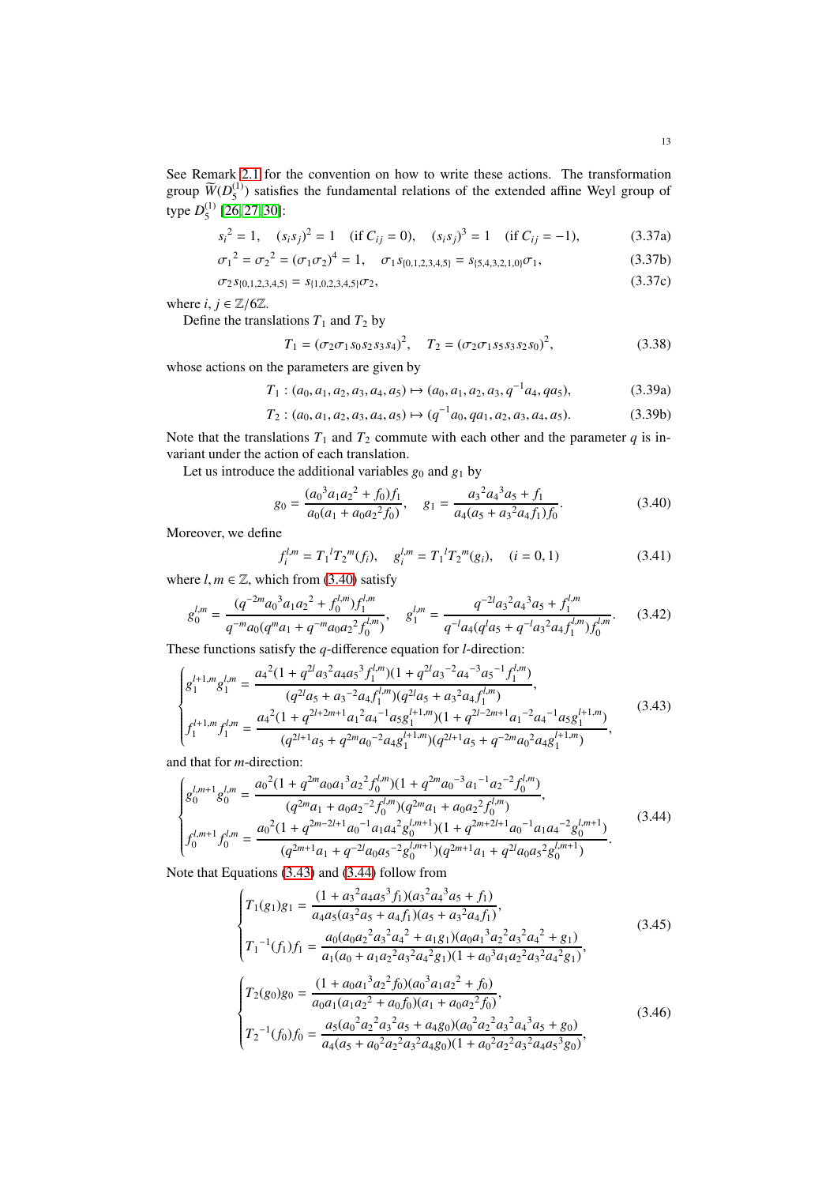See Remark 2.1 for the convention on how to write these actions. The transformation group $\widetilde{W}(D_5^{(1)})$ satisfies the fundamental relations of the extended affine Weyl group of type $D_5^{(1)}$ [26, 27, 30]:

$$s_i^{\,2} = 1, \quad (s_i s_j)^2 = 1 \quad (\text{if } C_{ij} = 0), \quad (s_i s_j)^3 = 1 \quad (\text{if } C_{ij} = -1), \tag{3.37a}$$

$$\sigma_1^{\,2} = \sigma_2^{\,2} = (\sigma_1\sigma_2)^4 = 1, \quad \sigma_1 s_{\{0,1,2,3,4,5\}} = s_{\{5,4,3,2,1,0\}}\sigma_1, \tag{3.37b}$$

$$\sigma_2 s_{\{0,1,2,3,4,5\}} = s_{\{1,0,2,3,4,5\}}\sigma_2, \tag{3.37c}$$

where $i, j \in \mathbb{Z}/6\mathbb{Z}$.

Define the translations $T_1$ and $T_2$ by

$$T_1 = (\sigma_2\sigma_1 s_0 s_2 s_3 s_4)^2, \quad T_2 = (\sigma_2\sigma_1 s_5 s_3 s_2 s_0)^2, \tag{3.38}$$

whose actions on the parameters are given by

$$T_1 : (a_0, a_1, a_2, a_3, a_4, a_5) \mapsto (a_0, a_1, a_2, a_3, q^{-1}a_4, qa_5), \tag{3.39a}$$

$$T_2 : (a_0, a_1, a_2, a_3, a_4, a_5) \mapsto (q^{-1}a_0, qa_1, a_2, a_3, a_4, a_5). \tag{3.39b}$$

Note that the translations $T_1$ and $T_2$ commute with each other and the parameter $q$ is invariant under the action of each translation.

Let us introduce the additional variables $g_0$ and $g_1$ by

$$g_0 = \frac{(a_0{}^3 a_1 a_2{}^2 + f_0)f_1}{a_0(a_1 + a_0 a_2{}^2 f_0)}, \quad g_1 = \frac{a_3{}^2 a_4{}^3 a_5 + f_1}{a_4(a_5 + a_3{}^2 a_4 f_1)f_0}. \tag{3.40}$$

Moreover, we define

$$f_i^{l,m} = T_1{}^l T_2{}^m(f_i), \quad g_i^{l,m} = T_1{}^l T_2{}^m(g_i), \quad (i = 0, 1) \tag{3.41}$$

where $l, m \in \mathbb{Z}$, which from (3.40) satisfy

$$g_0^{l,m} = \frac{(q^{-2m}a_0{}^3 a_1 a_2{}^2 + f_0^{l,m})f_1^{l,m}}{q^{-m}a_0(q^m a_1 + q^{-m}a_0 a_2{}^2 f_0^{l,m})}, \quad g_1^{l,m} = \frac{q^{-2l}a_3{}^2 a_4{}^3 a_5 + f_1^{l,m}}{q^{-l}a_4(q^l a_5 + q^{-l}a_3{}^2 a_4 f_1^{l,m})f_0^{l,m}}. \tag{3.42}$$

These functions satisfy the $q$-difference equation for $l$-direction:

$$\begin{cases} g_1^{l+1,m} g_1^{l,m} = \dfrac{a_4{}^2(1 + q^{2l}a_3{}^2 a_4 a_5{}^3 f_1^{l,m})(1 + q^{2l}a_3{}^{-2}a_4{}^{-3}a_5{}^{-1}f_1^{l,m})}{(q^{2l}a_5 + a_3{}^{-2}a_4 f_1^{l,m})(q^{2l}a_5 + a_3{}^2 a_4 f_1^{l,m})}, \\[2ex] f_1^{l+1,m} f_1^{l,m} = \dfrac{a_4{}^2(1 + q^{2l+2m+1}a_1{}^2 a_4{}^{-1}a_5 g_1^{l+1,m})(1 + q^{2l-2m+1}a_1{}^{-2}a_4{}^{-1}a_5 g_1^{l+1,m})}{(q^{2l+1}a_5 + q^{2m}a_0{}^{-2}a_4 g_1^{l+1,m})(q^{2l+1}a_5 + q^{-2m}a_0{}^2 a_4 g_1^{l+1,m})}, \end{cases} \tag{3.43}$$

and that for $m$-direction:

$$\begin{cases} g_0^{l,m+1} g_0^{l,m} = \dfrac{a_0{}^2(1 + q^{2m}a_0 a_1{}^3 a_2{}^2 f_0^{l,m})(1 + q^{2m}a_0{}^{-3}a_1{}^{-1}a_2{}^{-2}f_0^{l,m})}{(q^{2m}a_1 + a_0 a_2{}^{-2}f_0^{l,m})(q^{2m}a_1 + a_0 a_2{}^2 f_0^{l,m})}, \\[2ex] f_0^{l,m+1} f_0^{l,m} = \dfrac{a_0{}^2(1 + q^{2m-2l+1}a_0{}^{-1}a_1 a_4{}^2 g_0^{l,m+1})(1 + q^{2m+2l+1}a_0{}^{-1}a_1 a_4{}^{-2}g_0^{l,m+1})}{(q^{2m+1}a_1 + q^{-2l}a_0 a_5{}^{-2}g_0^{l,m+1})(q^{2m+1}a_1 + q^{2l}a_0 a_5{}^2 g_0^{l,m+1})}. \end{cases} \tag{3.44}$$

Note that Equations (3.43) and (3.44) follow from

$$\begin{cases} T_1(g_1)g_1 = \dfrac{(1 + a_3{}^2 a_4 a_5{}^3 f_1)(a_3{}^2 a_4{}^3 a_5 + f_1)}{a_4 a_5(a_3{}^2 a_5 + a_4 f_1)(a_5 + a_3{}^2 a_4 f_1)}, \\[2ex] T_1{}^{-1}(f_1)f_1 = \dfrac{a_0(a_0 a_2{}^2 a_3{}^2 a_4{}^2 + a_1 g_1)(a_0 a_1{}^3 a_2{}^2 a_3{}^2 a_4{}^2 + g_1)}{a_1(a_0 + a_1 a_2{}^2 a_3{}^2 a_4{}^2 g_1)(1 + a_0{}^3 a_1 a_2{}^2 a_3{}^2 a_4{}^2 g_1)}, \end{cases} \tag{3.45}$$

$$\begin{cases} T_2(g_0)g_0 = \dfrac{(1 + a_0 a_1{}^3 a_2{}^2 f_0)(a_0{}^3 a_1 a_2{}^2 + f_0)}{a_0 a_1(a_1 a_2{}^2 + a_0 f_0)(a_1 + a_0 a_2{}^2 f_0)}, \\[2ex] T_2{}^{-1}(f_0)f_0 = \dfrac{a_5(a_0{}^2 a_2{}^2 a_3{}^2 a_5 + a_4 g_0)(a_0{}^2 a_2{}^2 a_3{}^2 a_4{}^3 a_5 + g_0)}{a_4(a_5 + a_0{}^2 a_2{}^2 a_3{}^2 a_4 g_0)(1 + a_0{}^2 a_2{}^2 a_3{}^2 a_4 a_5{}^3 g_0)}, \end{cases} \tag{3.46}$$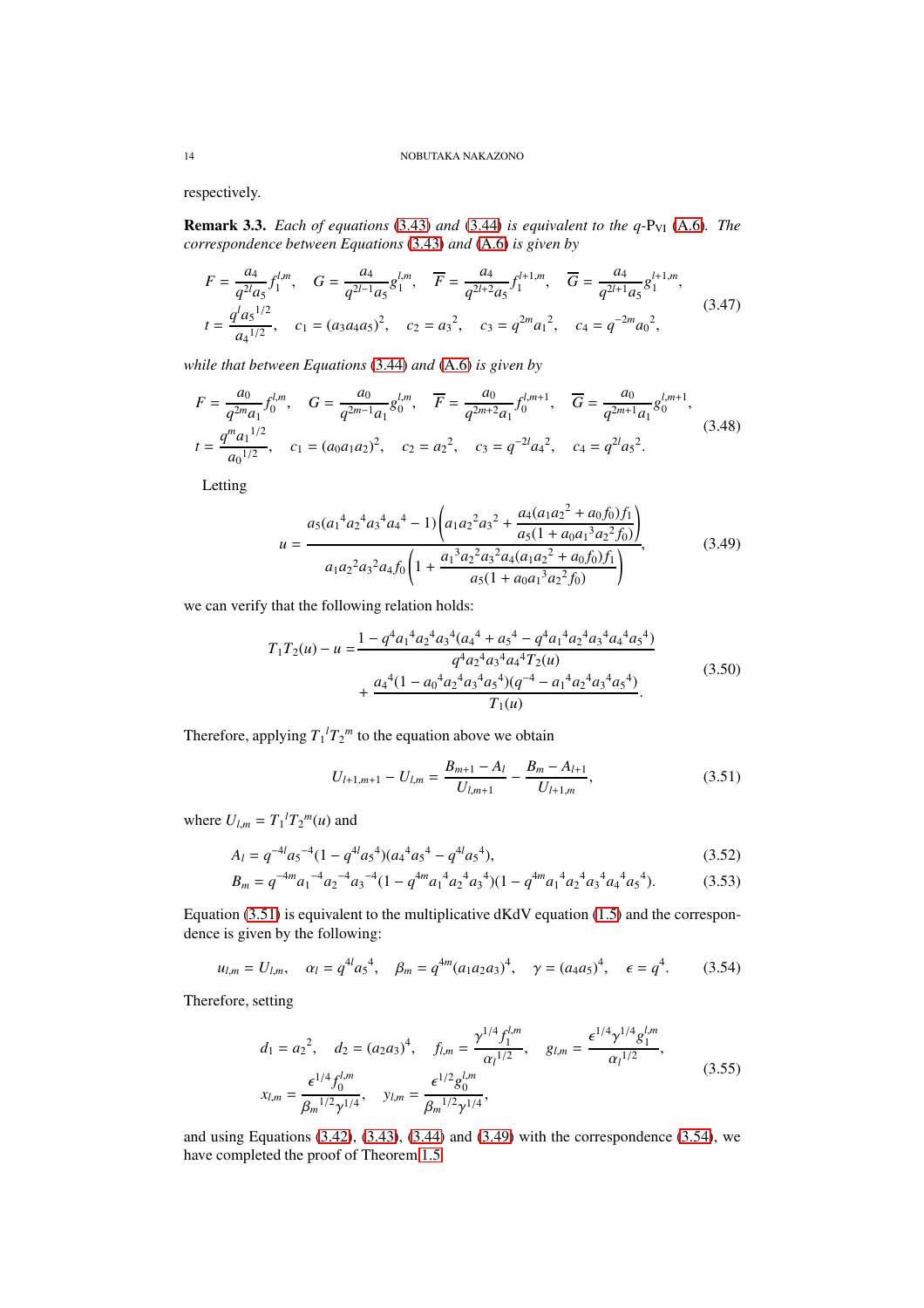respectively.

**Remark 3.3.** *Each of equations (3.43) and (3.44) is equivalent to the $q$-$\mathrm{P_{VI}}$ (A.6). The correspondence between Equations (3.43) and (A.6) is given by*

$$
\begin{gathered}
F=\frac{a_4}{q^{2l}a_5}f_1^{l,m},\quad G=\frac{a_4}{q^{2l-1}a_5}g_1^{l,m},\quad \overline{F}=\frac{a_4}{q^{2l+2}a_5}f_1^{l+1,m},\quad \overline{G}=\frac{a_4}{q^{2l+1}a_5}g_1^{l+1,m},\\
t=\frac{q^l{a_5}^{1/2}}{{a_4}^{1/2}},\quad c_1=(a_3a_4a_5)^2,\quad c_2={a_3}^2,\quad c_3=q^{2m}{a_1}^2,\quad c_4=q^{-2m}{a_0}^2,
\end{gathered}
\tag{3.47}
$$

*while that between Equations (3.44) and (A.6) is given by*

$$
\begin{gathered}
F=\frac{a_0}{q^{2m}a_1}f_0^{l,m},\quad G=\frac{a_0}{q^{2m-1}a_1}g_0^{l,m},\quad \overline{F}=\frac{a_0}{q^{2m+2}a_1}f_0^{l,m+1},\quad \overline{G}=\frac{a_0}{q^{2m+1}a_1}g_0^{l,m+1},\\
t=\frac{q^m{a_1}^{1/2}}{{a_0}^{1/2}},\quad c_1=(a_0a_1a_2)^2,\quad c_2={a_2}^2,\quad c_3=q^{-2l}{a_4}^2,\quad c_4=q^{2l}{a_5}^2.
\end{gathered}
\tag{3.48}
$$

Letting

$$
u=\frac{a_5({a_1}^4{a_2}^4{a_3}^4{a_4}^4-1)\left(a_1{a_2}^2{a_3}^2+\dfrac{a_4(a_1{a_2}^2+a_0f_0)f_1}{a_5(1+a_0{a_1}^3{a_2}^2f_0)}\right)}{a_1{a_2}^2{a_3}^2a_4f_0\left(1+\dfrac{{a_1}^3{a_2}^2{a_3}^2a_4(a_1{a_2}^2+a_0f_0)f_1}{a_5(1+a_0{a_1}^3{a_2}^2f_0)}\right)},
\tag{3.49}
$$

we can verify that the following relation holds:

$$
\begin{aligned}
T_1T_2(u)-u=&\frac{1-q^4{a_1}^4{a_2}^4{a_3}^4({a_4}^4+{a_5}^4-q^4{a_1}^4{a_2}^4{a_3}^4{a_4}^4{a_5}^4)}{q^4{a_2}^4{a_3}^4{a_4}^4T_2(u)}\\
&+\frac{{a_4}^4(1-{a_0}^4{a_2}^4{a_3}^4{a_5}^4)(q^{-4}-{a_1}^4{a_2}^4{a_3}^4{a_5}^4)}{T_1(u)}.
\end{aligned}
\tag{3.50}
$$

Therefore, applying ${T_1}^l{T_2}^m$ to the equation above we obtain

$$
U_{l+1,m+1}-U_{l,m}=\frac{B_{m+1}-A_l}{U_{l,m+1}}-\frac{B_m-A_{l+1}}{U_{l+1,m}},
\tag{3.51}
$$

where $U_{l,m}={T_1}^l{T_2}^m(u)$ and

$$
A_l=q^{-4l}{a_5}^{-4}(1-q^{4l}{a_5}^4)({a_4}^4{a_5}^4-q^{4l}{a_5}^4),
\tag{3.52}
$$

$$
B_m=q^{-4m}{a_1}^{-4}{a_2}^{-4}{a_3}^{-4}(1-q^{4m}{a_1}^4{a_2}^4{a_3}^4)(1-q^{4m}{a_1}^4{a_2}^4{a_3}^4{a_4}^4{a_5}^4).
\tag{3.53}
$$

Equation (3.51) is equivalent to the multiplicative dKdV equation (1.5) and the correspondence is given by the following:

$$
u_{l,m}=U_{l,m},\quad \alpha_l=q^{4l}{a_5}^4,\quad \beta_m=q^{4m}(a_1a_2a_3)^4,\quad \gamma=(a_4a_5)^4,\quad \epsilon=q^4.
\tag{3.54}
$$

Therefore, setting

$$
\begin{gathered}
d_1={a_2}^2,\quad d_2=(a_2a_3)^4,\quad f_{l,m}=\frac{\gamma^{1/4}f_1^{l,m}}{{\alpha_l}^{1/2}},\quad g_{l,m}=\frac{\epsilon^{1/4}\gamma^{1/4}g_1^{l,m}}{{\alpha_l}^{1/2}},\\
x_{l,m}=\frac{\epsilon^{1/4}f_0^{l,m}}{{\beta_m}^{1/2}\gamma^{1/4}},\quad y_{l,m}=\frac{\epsilon^{1/2}g_0^{l,m}}{{\beta_m}^{1/2}\gamma^{1/4}},
\end{gathered}
\tag{3.55}
$$

and using Equations (3.42), (3.43), (3.44) and (3.49) with the correspondence (3.54), we have completed the proof of Theorem 1.5.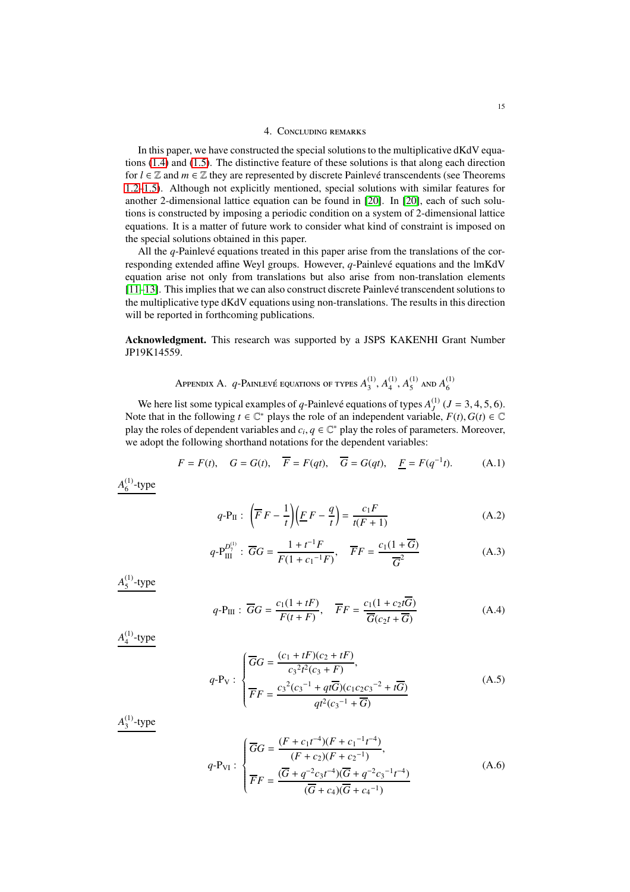## 4. Concluding remarks

In this paper, we have constructed the special solutions to the multiplicative dKdV equations (1.4) and (1.5). The distinctive feature of these solutions is that along each direction for $l \in \mathbb{Z}$ and $m \in \mathbb{Z}$ they are represented by discrete Painlevé transcendents (see Theorems 1.2–1.5). Although not explicitly mentioned, special solutions with similar features for another 2-dimensional lattice equation can be found in [20]. In [20], each of such solutions is constructed by imposing a periodic condition on a system of 2-dimensional lattice equations. It is a matter of future work to consider what kind of constraint is imposed on the special solutions obtained in this paper.

All the $q$-Painlevé equations treated in this paper arise from the translations of the corresponding extended affine Weyl groups. However, $q$-Painlevé equations and the lmKdV equation arise not only from translations but also arise from non-translation elements [11–13]. This implies that we can also construct discrete Painlevé transcendent solutions to the multiplicative type dKdV equations using non-translations. The results in this direction will be reported in forthcoming publications.

**Acknowledgment.** This research was supported by a JSPS KAKENHI Grant Number JP19K14559.

## Appendix A. $q$-Painlevé equations of types $A_3^{(1)}$, $A_4^{(1)}$, $A_5^{(1)}$ and $A_6^{(1)}$

We here list some typical examples of $q$-Painlevé equations of types $A_J^{(1)}$ $(J = 3, 4, 5, 6)$. Note that in the following $t \in \mathbb{C}^*$ plays the role of an independent variable, $F(t), G(t) \in \mathbb{C}$ play the roles of dependent variables and $c_i, q \in \mathbb{C}^*$ play the roles of parameters. Moreover, we adopt the following shorthand notations for the dependent variables:

$$F = F(t), \quad G = G(t), \quad \overline{F} = F(qt), \quad \overline{G} = G(qt), \quad \underline{F} = F(q^{-1}t). \tag{A.1}$$

<u>$A_6^{(1)}$-type</u>

$$q\text{-P}_{\text{II}} : \left(\overline{F}\,F - \frac{1}{t}\right)\left(\underline{F}\,F - \frac{q}{t}\right) = \frac{c_1 F}{t(F+1)} \tag{A.2}$$

$$q\text{-P}_{\text{III}}^{D_7^{(1)}} : \overline{G}G = \frac{1 + t^{-1}F}{F(1 + {c_1}^{-1}F)}, \quad \overline{F}F = \frac{c_1(1 + \overline{G})}{\overline{G}^2} \tag{A.3}$$

<u>$A_5^{(1)}$-type</u>

$$q\text{-P}_{\text{III}} : \overline{G}G = \frac{c_1(1 + tF)}{F(t + F)}, \quad \overline{F}F = \frac{c_1(1 + c_2 t\overline{G})}{\overline{G}(c_2 t + \overline{G})} \tag{A.4}$$

<u>$A_4^{(1)}$-type</u>

$$q\text{-P}_{\text{V}} : \begin{cases} \overline{G}G = \dfrac{(c_1 + tF)(c_2 + tF)}{{c_3}^2 t^2 (c_3 + F)}, \\[2ex] \overline{F}F = \dfrac{{c_3}^2({c_3}^{-1} + qt\overline{G})(c_1 c_2 {c_3}^{-2} + t\overline{G})}{qt^2({c_3}^{-1} + \overline{G})} \end{cases} \tag{A.5}$$

<u>$A_3^{(1)}$-type</u>

$$q\text{-P}_{\text{VI}} : \begin{cases} \overline{G}G = \dfrac{(F + c_1 t^{-4})(F + {c_1}^{-1} t^{-4})}{(F + c_2)(F + {c_2}^{-1})}, \\[2ex] \overline{F}F = \dfrac{(\overline{G} + q^{-2} c_3 t^{-4})(\overline{G} + q^{-2} {c_3}^{-1} t^{-4})}{(\overline{G} + c_4)(\overline{G} + {c_4}^{-1})} \end{cases} \tag{A.6}$$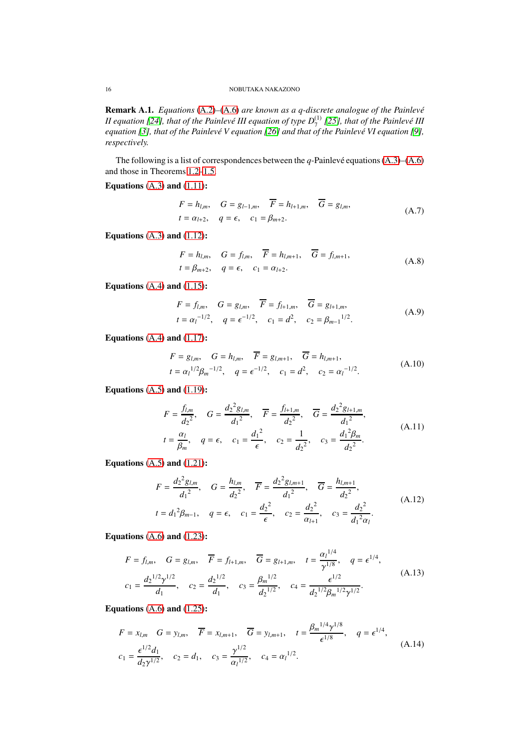**Remark A.1.** *Equations (A.2)–(A.6) are known as a q-discrete analogue of the Painlevé II equation [24], that of the Painlevé III equation of type $D_7^{(1)}$ [25], that of the Painlevé III equation [3], that of the Painlevé V equation [26] and that of the Painlevé VI equation [9], respectively.*

The following is a list of correspondences between the $q$-Painlevé equations (A.3)–(A.6) and those in Theorems 1.2–1.5.

**Equations (A.3) and (1.11):**

$$\begin{aligned} &F = h_{l,m}, \quad G = g_{l-1,m}, \quad \overline{F} = h_{l+1,m}, \quad \overline{G} = g_{l,m},\\ &t = \alpha_{l+2}, \quad q = \epsilon, \quad c_1 = \beta_{m+2}. \end{aligned} \tag{A.7}$$

**Equations (A.3) and (1.12):**

$$\begin{aligned} &F = h_{l,m}, \quad G = f_{l,m}, \quad \overline{F} = h_{l,m+1}, \quad \overline{G} = f_{l,m+1},\\ &t = \beta_{m+2}, \quad q = \epsilon, \quad c_1 = \alpha_{l+2}. \end{aligned} \tag{A.8}$$

**Equations (A.4) and (1.15):**

$$\begin{aligned} &F = f_{l,m}, \quad G = g_{l,m}, \quad \overline{F} = f_{l+1,m}, \quad \overline{G} = g_{l+1,m},\\ &t = {\alpha_l}^{-1/2}, \quad q = \epsilon^{-1/2}, \quad c_1 = d^2, \quad c_2 = {\beta_{m-1}}^{1/2}. \end{aligned} \tag{A.9}$$

**Equations (A.4) and (1.17):**

$$\begin{aligned} &F = g_{l,m}, \quad G = h_{l,m}, \quad \overline{F} = g_{l,m+1}, \quad \overline{G} = h_{l,m+1},\\ &t = {\alpha_l}^{1/2}{\beta_m}^{-1/2}, \quad q = \epsilon^{-1/2}, \quad c_1 = d^2, \quad c_2 = {\alpha_l}^{-1/2}. \end{aligned} \tag{A.10}$$

**Equations (A.5) and (1.19):**

$$\begin{aligned} &F = \frac{f_{l,m}}{{d_2}^2}, \quad G = \frac{{d_2}^2 g_{l,m}}{{d_1}^2}, \quad \overline{F} = \frac{f_{l+1,m}}{{d_2}^2}, \quad \overline{G} = \frac{{d_2}^2 g_{l+1,m}}{{d_1}^2},\\ &t = \frac{\alpha_l}{\beta_m}, \quad q = \epsilon, \quad c_1 = \frac{{d_1}^2}{\epsilon}, \quad c_2 = \frac{1}{{d_2}^2}, \quad c_3 = \frac{{d_1}^2\beta_m}{{d_2}^2}. \end{aligned} \tag{A.11}$$

**Equations (A.5) and (1.21):**

$$\begin{aligned} &F = \frac{{d_2}^2 g_{l,m}}{{d_1}^2}, \quad G = \frac{h_{l,m}}{{d_2}^2}, \quad \overline{F} = \frac{{d_2}^2 g_{l,m+1}}{{d_1}^2}, \quad \overline{G} = \frac{h_{l,m+1}}{{d_2}^2},\\ &t = {d_1}^2\beta_{m-1}, \quad q = \epsilon, \quad c_1 = \frac{{d_2}^2}{\epsilon}, \quad c_2 = \frac{{d_2}^2}{\alpha_{l+1}}, \quad c_3 = \frac{{d_2}^2}{{d_1}^2\alpha_l}. \end{aligned} \tag{A.12}$$

**Equations (A.6) and (1.23):**

$$\begin{aligned} &F = f_{l,m}, \quad G = g_{l,m}, \quad \overline{F} = f_{l+1,m}, \quad \overline{G} = g_{l+1,m}, \quad t = \frac{{\alpha_l}^{1/4}}{\gamma^{1/8}}, \quad q = \epsilon^{1/4},\\ &c_1 = \frac{{d_2}^{1/2}\gamma^{1/2}}{d_1}, \quad c_2 = \frac{{d_2}^{1/2}}{d_1}, \quad c_3 = \frac{{\beta_m}^{1/2}}{{d_2}^{1/2}}, \quad c_4 = \frac{\epsilon^{1/2}}{{d_2}^{1/2}{\beta_m}^{1/2}\gamma^{1/2}}. \end{aligned} \tag{A.13}$$

**Equations (A.6) and (1.25):**

$$\begin{aligned} &F = x_{l,m} \quad G = y_{l,m}, \quad \overline{F} = x_{l,m+1}, \quad \overline{G} = y_{l,m+1}, \quad t = \frac{{\beta_m}^{1/4}\gamma^{1/8}}{\epsilon^{1/8}}, \quad q = \epsilon^{1/4},\\ &c_1 = \frac{\epsilon^{1/2} d_1}{d_2 \gamma^{1/2}}, \quad c_2 = d_1, \quad c_3 = \frac{\gamma^{1/2}}{{\alpha_l}^{1/2}}, \quad c_4 = {\alpha_l}^{1/2}. \end{aligned} \tag{A.14}$$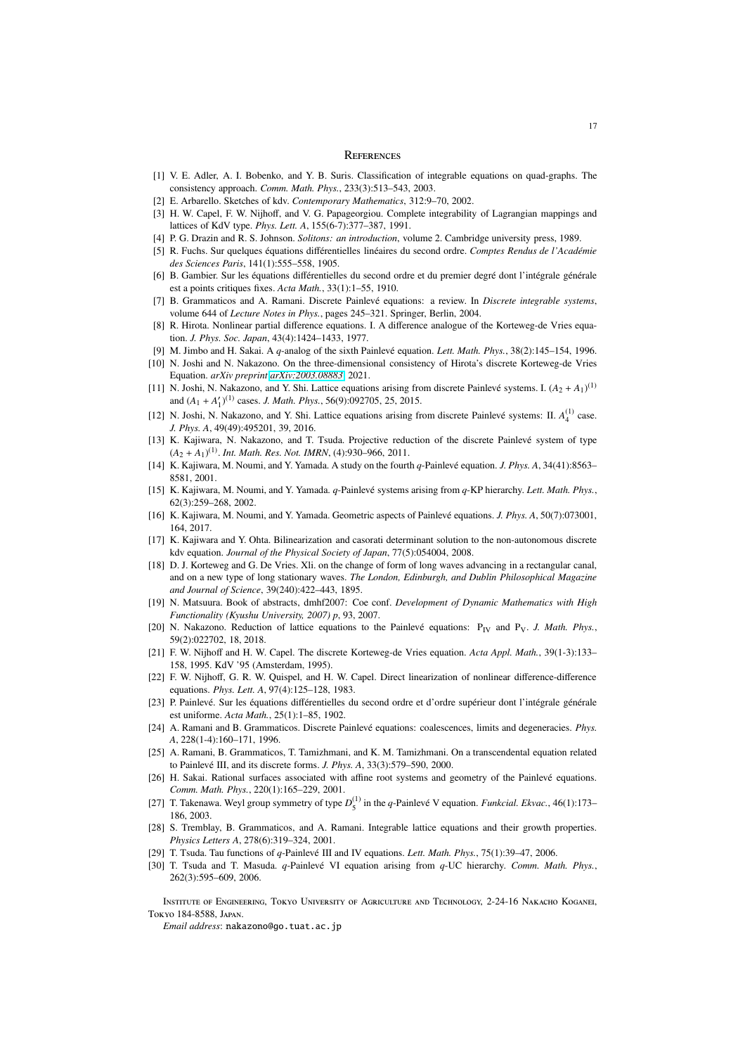## References

[1] V. E. Adler, A. I. Bobenko, and Y. B. Suris. Classification of integrable equations on quad-graphs. The consistency approach. *Comm. Math. Phys.*, 233(3):513–543, 2003.

[2] E. Arbarello. Sketches of kdv. *Contemporary Mathematics*, 312:9–70, 2002.

[3] H. W. Capel, F. W. Nijhoff, and V. G. Papageorgiou. Complete integrability of Lagrangian mappings and lattices of KdV type. *Phys. Lett. A*, 155(6-7):377–387, 1991.

[4] P. G. Drazin and R. S. Johnson. *Solitons: an introduction*, volume 2. Cambridge university press, 1989.

[5] R. Fuchs. Sur quelques équations différentielles linéaires du second ordre. *Comptes Rendus de l'Académie des Sciences Paris*, 141(1):555–558, 1905.

[6] B. Gambier. Sur les équations différentielles du second ordre et du premier degré dont l'intégrale générale est a points critiques fixes. *Acta Math.*, 33(1):1–55, 1910.

[7] B. Grammaticos and A. Ramani. Discrete Painlevé equations: a review. In *Discrete integrable systems*, volume 644 of *Lecture Notes in Phys.*, pages 245–321. Springer, Berlin, 2004.

[8] R. Hirota. Nonlinear partial difference equations. I. A difference analogue of the Korteweg-de Vries equation. *J. Phys. Soc. Japan*, 43(4):1424–1433, 1977.

[9] M. Jimbo and H. Sakai. A $q$-analog of the sixth Painlevé equation. *Lett. Math. Phys.*, 38(2):145–154, 1996.

[10] N. Joshi and N. Nakazono. On the three-dimensional consistency of Hirota's discrete Korteweg-de Vries Equation. *arXiv preprint arXiv:2003.08883*, 2021.

[11] N. Joshi, N. Nakazono, and Y. Shi. Lattice equations arising from discrete Painlevé systems. I. $(A_2 + A_1)^{(1)}$ and $(A_1 + A_1')^{(1)}$ cases. *J. Math. Phys.*, 56(9):092705, 25, 2015.

[12] N. Joshi, N. Nakazono, and Y. Shi. Lattice equations arising from discrete Painlevé systems: II. $A_4^{(1)}$ case. *J. Phys. A*, 49(49):495201, 39, 2016.

[13] K. Kajiwara, N. Nakazono, and T. Tsuda. Projective reduction of the discrete Painlevé system of type $(A_2 + A_1)^{(1)}$. *Int. Math. Res. Not. IMRN*, (4):930–966, 2011.

[14] K. Kajiwara, M. Noumi, and Y. Yamada. A study on the fourth $q$-Painlevé equation. *J. Phys. A*, 34(41):8563–8581, 2001.

[15] K. Kajiwara, M. Noumi, and Y. Yamada. $q$-Painlevé systems arising from $q$-KP hierarchy. *Lett. Math. Phys.*, 62(3):259–268, 2002.

[16] K. Kajiwara, M. Noumi, and Y. Yamada. Geometric aspects of Painlevé equations. *J. Phys. A*, 50(7):073001, 164, 2017.

[17] K. Kajiwara and Y. Ohta. Bilinearization and casorati determinant solution to the non-autonomous discrete kdv equation. *Journal of the Physical Society of Japan*, 77(5):054004, 2008.

[18] D. J. Korteweg and G. De Vries. Xli. on the change of form of long waves advancing in a rectangular canal, and on a new type of long stationary waves. *The London, Edinburgh, and Dublin Philosophical Magazine and Journal of Science*, 39(240):422–443, 1895.

[19] N. Matsuura. Book of abstracts, dmhf2007: Coe conf. *Development of Dynamic Mathematics with High Functionality (Kyushu University, 2007) p*, 93, 2007.

[20] N. Nakazono. Reduction of lattice equations to the Painlevé equations: $\mathrm{P_{IV}}$ and $\mathrm{P_V}$. *J. Math. Phys.*, 59(2):022702, 18, 2018.

[21] F. W. Nijhoff and H. W. Capel. The discrete Korteweg-de Vries equation. *Acta Appl. Math.*, 39(1-3):133–158, 1995. KdV '95 (Amsterdam, 1995).

[22] F. W. Nijhoff, G. R. W. Quispel, and H. W. Capel. Direct linearization of nonlinear difference-difference equations. *Phys. Lett. A*, 97(4):125–128, 1983.

[23] P. Painlevé. Sur les équations différentielles du second ordre et d'ordre supérieur dont l'intégrale générale est uniforme. *Acta Math.*, 25(1):1–85, 1902.

[24] A. Ramani and B. Grammaticos. Discrete Painlevé equations: coalescences, limits and degeneracies. *Phys. A*, 228(1-4):160–171, 1996.

[25] A. Ramani, B. Grammaticos, T. Tamizhmani, and K. M. Tamizhmani. On a transcendental equation related to Painlevé III, and its discrete forms. *J. Phys. A*, 33(3):579–590, 2000.

[26] H. Sakai. Rational surfaces associated with affine root systems and geometry of the Painlevé equations. *Comm. Math. Phys.*, 220(1):165–229, 2001.

[27] T. Takenawa. Weyl group symmetry of type $D_5^{(1)}$ in the $q$-Painlevé V equation. *Funkcial. Ekvac.*, 46(1):173–186, 2003.

[28] S. Tremblay, B. Grammaticos, and A. Ramani. Integrable lattice equations and their growth properties. *Physics Letters A*, 278(6):319–324, 2001.

[29] T. Tsuda. Tau functions of $q$-Painlevé III and IV equations. *Lett. Math. Phys.*, 75(1):39–47, 2006.

[30] T. Tsuda and T. Masuda. $q$-Painlevé VI equation arising from $q$-UC hierarchy. *Comm. Math. Phys.*, 262(3):595–609, 2006.

Institute of Engineering, Tokyo University of Agriculture and Technology, 2-24-16 Nakacho Koganei, Tokyo 184-8588, Japan.

*Email address*: nakazono@go.tuat.ac.jp